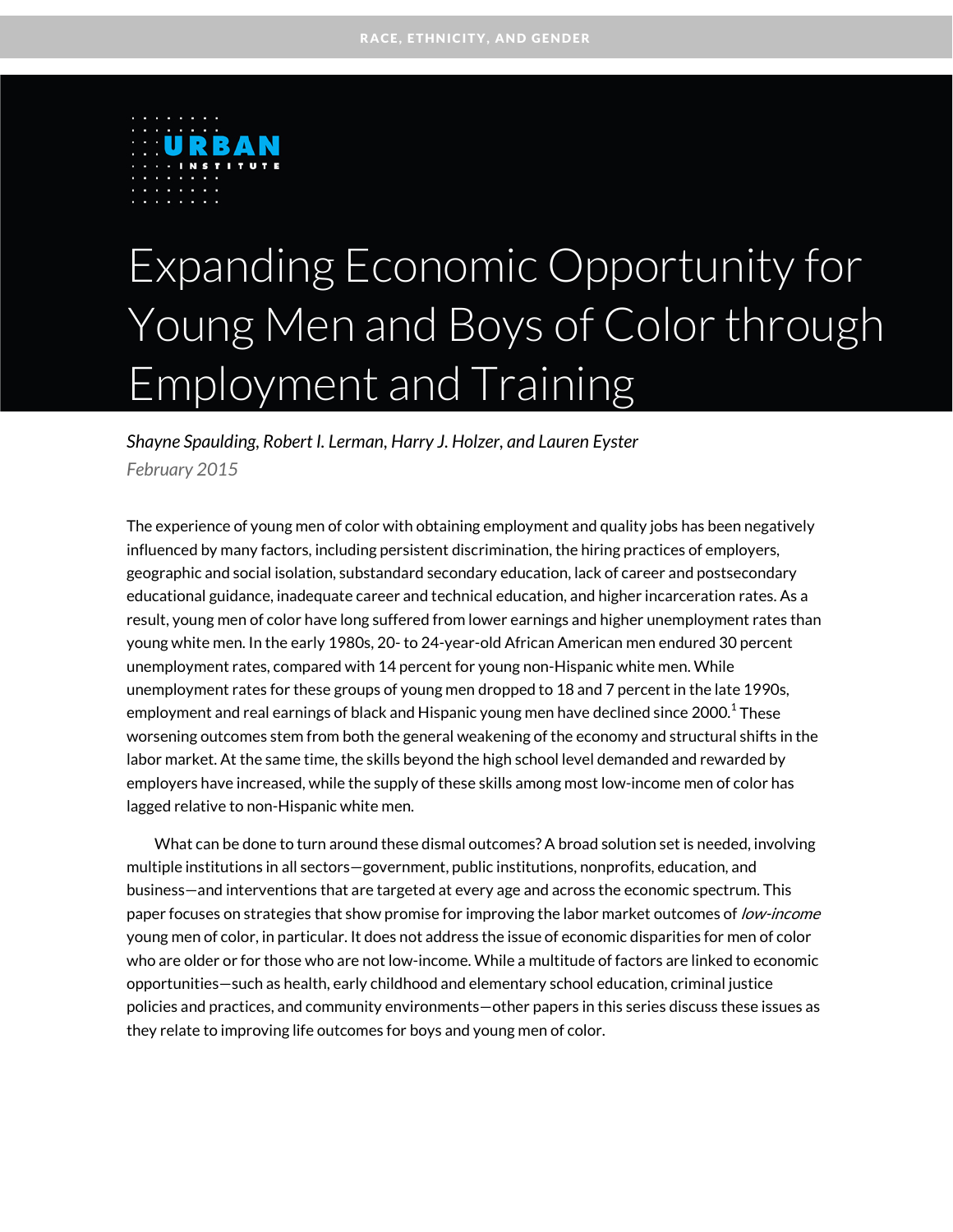RACE, ETHNICITY, AND GENDER

# Expanding Economic Opportunity for Young Men and Boys of Color through Employment and Training

*Shayne Spaulding, Robert I. Lerman, Harry J. Holzer, and Lauren Eyster*

*February 2015*

The experience of young men of color with obtaining employment and quality jobs has been negatively influenced by many factors, including persistent discrimination, the hiring practices of employers, geographic and social isolation, substandard secondary education, lack of career and postsecondary educational guidance, inadequate career and technical education, and higher incarceration rates. As a result, young men of color have long suffered from lower earnings and higher unemployment rates than young white men. In the early 1980s, 20- to 24-year-old African American men endured 30 percent unemployment rates, compared with 14 percent for young non-Hispanic white men. While unemployment rates for these groups of young men dropped to 18 and 7 percent in the late 1990s, employment and real earnings of black and Hispanic young men have declined since 2000.[1] These worsening outcomes stem from both the general weakening of the economy and structural shifts in the labor market. At the same time, the skills beyond the high school level demanded and rewarded by employers have increased, while the supply of these skills among most low-income men of color has lagged relative to non-Hispanic white men.

What can be done to turn around these dismal outcomes? A broad solution set is needed, involving multiple institutions in all sectors—government, public institutions, nonprofits, education, and business—and interventions that are targeted at every age and across the economic spectrum. This paper focuses on strategies that show promise for improving the labor market outcomes of *low-income* young men of color, in particular. It does not address the issue of economic disparities for men of color who are older or for those who are not low-income. While a multitude of factors are linked to economic opportunities—such as health, early childhood and elementary school education, criminal justice policies and practices, and community environments—other papers in this series discuss these issues as they relate to improving life outcomes for boys and young men of color.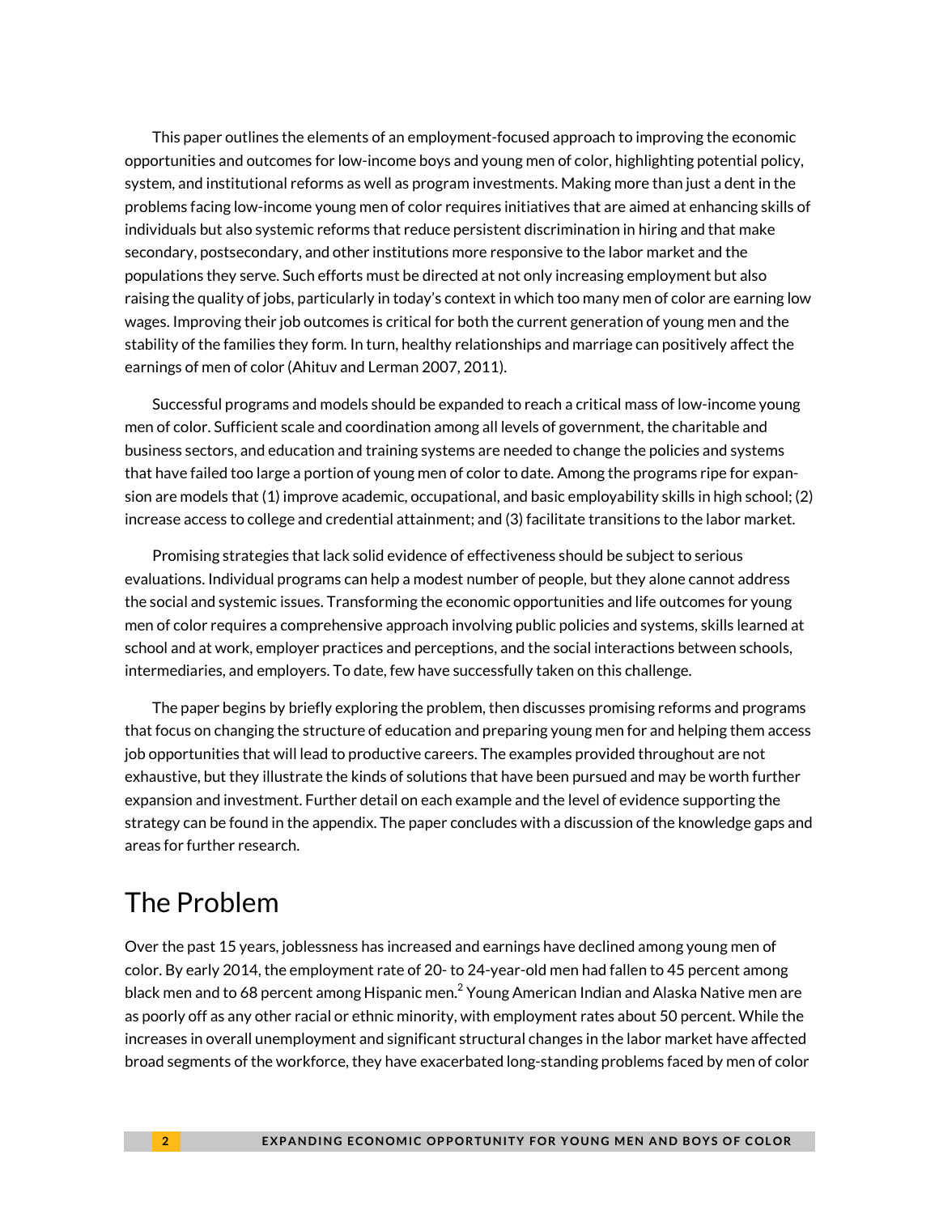This paper outlines the elements of an employment-focused approach to improving the economic opportunities and outcomes for low-income boys and young men of color, highlighting potential policy, system, and institutional reforms as well as program investments. Making more than just a dent in the problems facing low-income young men of color requires initiatives that are aimed at enhancing skills of individuals but also systemic reforms that reduce persistent discrimination in hiring and that make secondary, postsecondary, and other institutions more responsive to the labor market and the populations they serve. Such efforts must be directed at not only increasing employment but also raising the quality of jobs, particularly in today's context in which too many men of color are earning low wages. Improving their job outcomes is critical for both the current generation of young men and the stability of the families they form. In turn, healthy relationships and marriage can positively affect the earnings of men of color (Ahituv and Lerman 2007, 2011).

Successful programs and models should be expanded to reach a critical mass of low-income young men of color. Sufficient scale and coordination among all levels of government, the charitable and business sectors, and education and training systems are needed to change the policies and systems that have failed too large a portion of young men of color to date. Among the programs ripe for expansion are models that (1) improve academic, occupational, and basic employability skills in high school; (2) increase access to college and credential attainment; and (3) facilitate transitions to the labor market.

Promising strategies that lack solid evidence of effectiveness should be subject to serious evaluations. Individual programs can help a modest number of people, but they alone cannot address the social and systemic issues. Transforming the economic opportunities and life outcomes for young men of color requires a comprehensive approach involving public policies and systems, skills learned at school and at work, employer practices and perceptions, and the social interactions between schools, intermediaries, and employers. To date, few have successfully taken on this challenge.

The paper begins by briefly exploring the problem, then discusses promising reforms and programs that focus on changing the structure of education and preparing young men for and helping them access job opportunities that will lead to productive careers. The examples provided throughout are not exhaustive, but they illustrate the kinds of solutions that have been pursued and may be worth further expansion and investment. Further detail on each example and the level of evidence supporting the strategy can be found in the appendix. The paper concludes with a discussion of the knowledge gaps and areas for further research.

## The Problem

Over the past 15 years, joblessness has increased and earnings have declined among young men of color. By early 2014, the employment rate of 20- to 24-year-old men had fallen to 45 percent among black men and to 68 percent among Hispanic men.[2] Young American Indian and Alaska Native men are as poorly off as any other racial or ethnic minority, with employment rates about 50 percent. While the increases in overall unemployment and significant structural changes in the labor market have affected broad segments of the workforce, they have exacerbated long-standing problems faced by men of color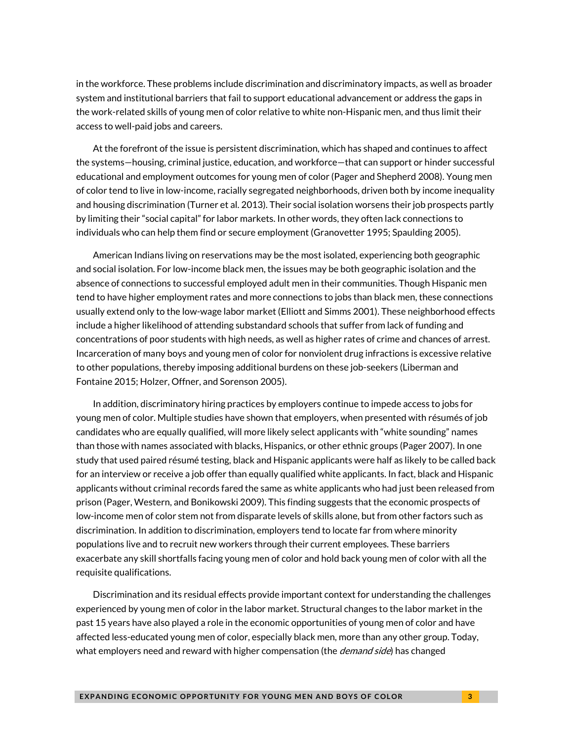in the workforce. These problems include discrimination and discriminatory impacts, as well as broader system and institutional barriers that fail to support educational advancement or address the gaps in the work-related skills of young men of color relative to white non-Hispanic men, and thus limit their access to well-paid jobs and careers.

At the forefront of the issue is persistent discrimination, which has shaped and continues to affect the systems—housing, criminal justice, education, and workforce—that can support or hinder successful educational and employment outcomes for young men of color (Pager and Shepherd 2008). Young men of color tend to live in low-income, racially segregated neighborhoods, driven both by income inequality and housing discrimination (Turner et al. 2013). Their social isolation worsens their job prospects partly by limiting their "social capital" for labor markets. In other words, they often lack connections to individuals who can help them find or secure employment (Granovetter 1995; Spaulding 2005).

American Indians living on reservations may be the most isolated, experiencing both geographic and social isolation. For low-income black men, the issues may be both geographic isolation and the absence of connections to successful employed adult men in their communities. Though Hispanic men tend to have higher employment rates and more connections to jobs than black men, these connections usually extend only to the low-wage labor market (Elliott and Simms 2001). These neighborhood effects include a higher likelihood of attending substandard schools that suffer from lack of funding and concentrations of poor students with high needs, as well as higher rates of crime and chances of arrest. Incarceration of many boys and young men of color for nonviolent drug infractions is excessive relative to other populations, thereby imposing additional burdens on these job-seekers (Liberman and Fontaine 2015; Holzer, Offner, and Sorenson 2005).

In addition, discriminatory hiring practices by employers continue to impede access to jobs for young men of color. Multiple studies have shown that employers, when presented with résumés of job candidates who are equally qualified, will more likely select applicants with "white sounding" names than those with names associated with blacks, Hispanics, or other ethnic groups (Pager 2007). In one study that used paired résumé testing, black and Hispanic applicants were half as likely to be called back for an interview or receive a job offer than equally qualified white applicants. In fact, black and Hispanic applicants without criminal records fared the same as white applicants who had just been released from prison (Pager, Western, and Bonikowski 2009). This finding suggests that the economic prospects of low-income men of color stem not from disparate levels of skills alone, but from other factors such as discrimination. In addition to discrimination, employers tend to locate far from where minority populations live and to recruit new workers through their current employees. These barriers exacerbate any skill shortfalls facing young men of color and hold back young men of color with all the requisite qualifications.

Discrimination and its residual effects provide important context for understanding the challenges experienced by young men of color in the labor market. Structural changes to the labor market in the past 15 years have also played a role in the economic opportunities of young men of color and have affected less-educated young men of color, especially black men, more than any other group. Today, what employers need and reward with higher compensation (the *demand side*) has changed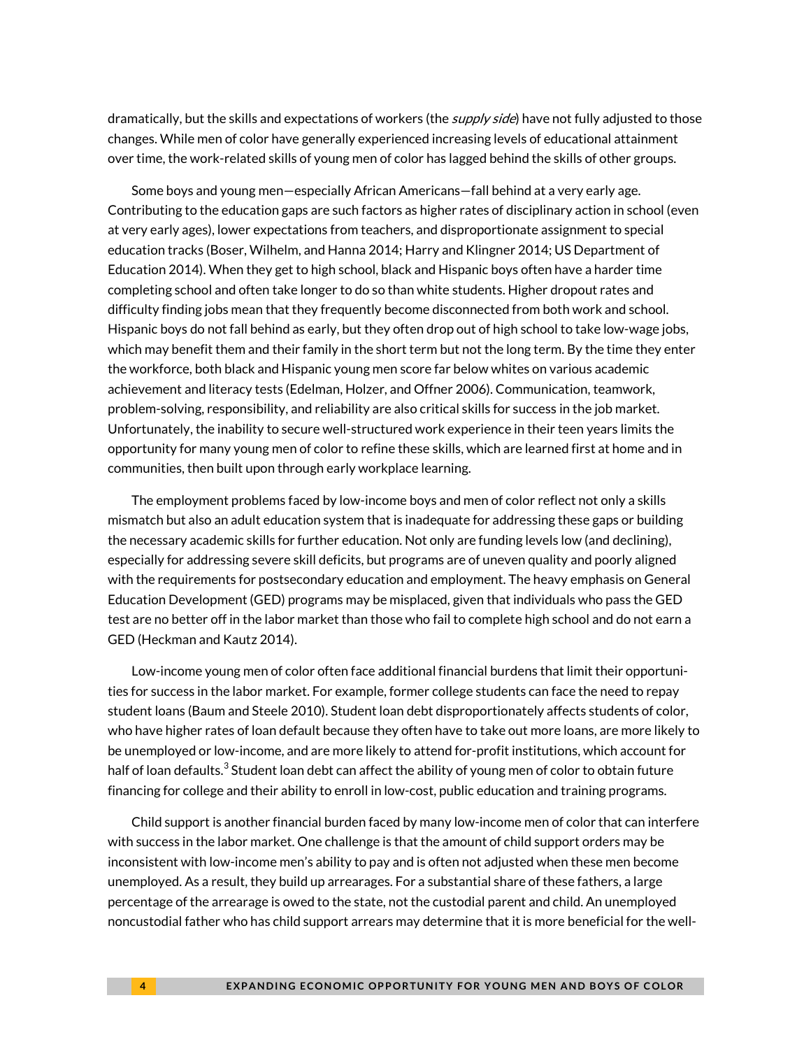dramatically, but the skills and expectations of workers (the *supply side*) have not fully adjusted to those changes. While men of color have generally experienced increasing levels of educational attainment over time, the work-related skills of young men of color has lagged behind the skills of other groups.

Some boys and young men—especially African Americans—fall behind at a very early age. Contributing to the education gaps are such factors as higher rates of disciplinary action in school (even at very early ages), lower expectations from teachers, and disproportionate assignment to special education tracks (Boser, Wilhelm, and Hanna 2014; Harry and Klingner 2014; US Department of Education 2014). When they get to high school, black and Hispanic boys often have a harder time completing school and often take longer to do so than white students. Higher dropout rates and difficulty finding jobs mean that they frequently become disconnected from both work and school. Hispanic boys do not fall behind as early, but they often drop out of high school to take low-wage jobs, which may benefit them and their family in the short term but not the long term. By the time they enter the workforce, both black and Hispanic young men score far below whites on various academic achievement and literacy tests (Edelman, Holzer, and Offner 2006). Communication, teamwork, problem-solving, responsibility, and reliability are also critical skills for success in the job market. Unfortunately, the inability to secure well-structured work experience in their teen years limits the opportunity for many young men of color to refine these skills, which are learned first at home and in communities, then built upon through early workplace learning.

The employment problems faced by low-income boys and men of color reflect not only a skills mismatch but also an adult education system that is inadequate for addressing these gaps or building the necessary academic skills for further education. Not only are funding levels low (and declining), especially for addressing severe skill deficits, but programs are of uneven quality and poorly aligned with the requirements for postsecondary education and employment. The heavy emphasis on General Education Development (GED) programs may be misplaced, given that individuals who pass the GED test are no better off in the labor market than those who fail to complete high school and do not earn a GED (Heckman and Kautz 2014).

Low-income young men of color often face additional financial burdens that limit their opportunities for success in the labor market. For example, former college students can face the need to repay student loans (Baum and Steele 2010). Student loan debt disproportionately affects students of color, who have higher rates of loan default because they often have to take out more loans, are more likely to be unemployed or low-income, and are more likely to attend for-profit institutions, which account for half of loan defaults.[3] Student loan debt can affect the ability of young men of color to obtain future financing for college and their ability to enroll in low-cost, public education and training programs.

Child support is another financial burden faced by many low-income men of color that can interfere with success in the labor market. One challenge is that the amount of child support orders may be inconsistent with low-income men's ability to pay and is often not adjusted when these men become unemployed. As a result, they build up arrearages. For a substantial share of these fathers, a large percentage of the arrearage is owed to the state, not the custodial parent and child. An unemployed noncustodial father who has child support arrears may determine that it is more beneficial for the well-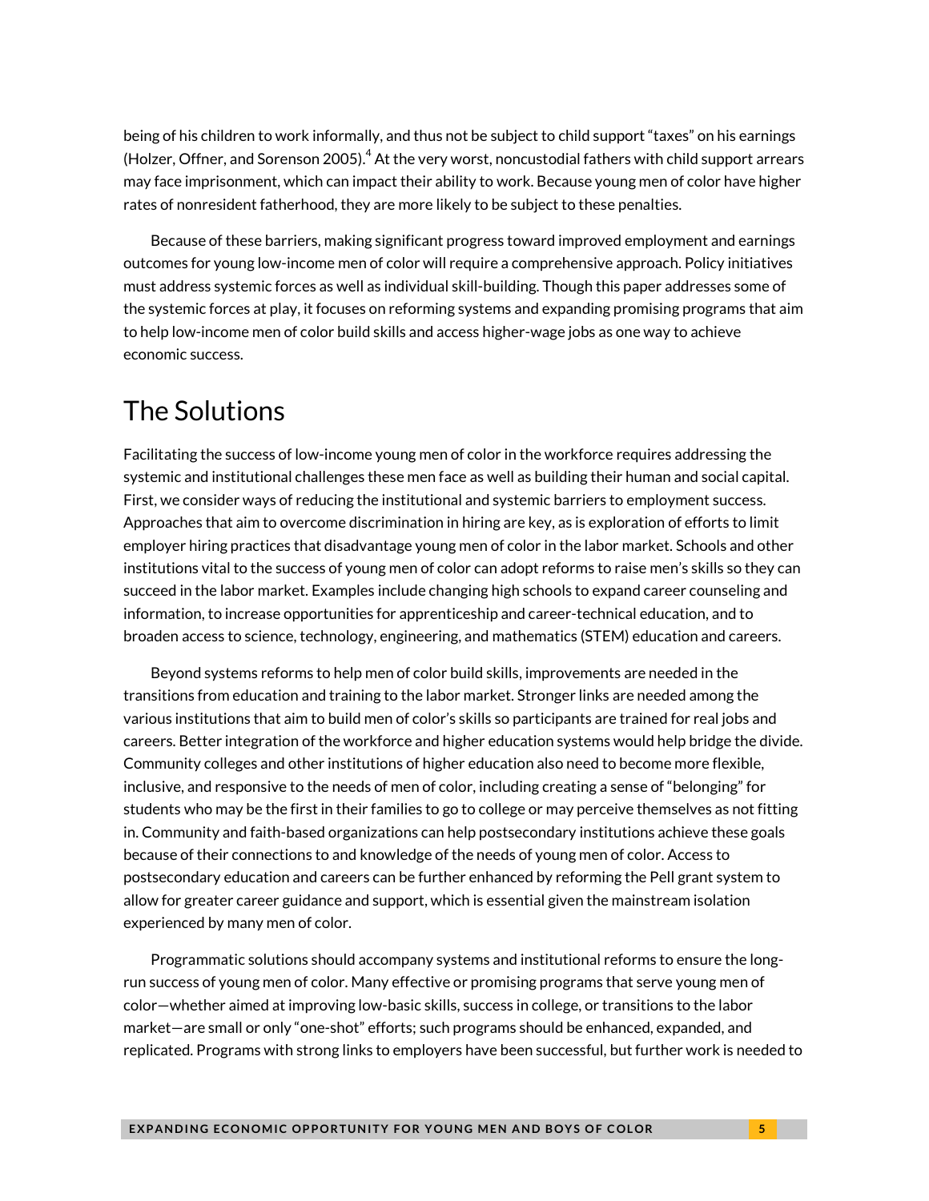being of his children to work informally, and thus not be subject to child support "taxes" on his earnings (Holzer, Offner, and Sorenson 2005).[4] At the very worst, noncustodial fathers with child support arrears may face imprisonment, which can impact their ability to work. Because young men of color have higher rates of nonresident fatherhood, they are more likely to be subject to these penalties.

Because of these barriers, making significant progress toward improved employment and earnings outcomes for young low-income men of color will require a comprehensive approach. Policy initiatives must address systemic forces as well as individual skill-building. Though this paper addresses some of the systemic forces at play, it focuses on reforming systems and expanding promising programs that aim to help low-income men of color build skills and access higher-wage jobs as one way to achieve economic success.

## The Solutions

Facilitating the success of low-income young men of color in the workforce requires addressing the systemic and institutional challenges these men face as well as building their human and social capital. First, we consider ways of reducing the institutional and systemic barriers to employment success. Approaches that aim to overcome discrimination in hiring are key, as is exploration of efforts to limit employer hiring practices that disadvantage young men of color in the labor market. Schools and other institutions vital to the success of young men of color can adopt reforms to raise men's skills so they can succeed in the labor market. Examples include changing high schools to expand career counseling and information, to increase opportunities for apprenticeship and career-technical education, and to broaden access to science, technology, engineering, and mathematics (STEM) education and careers.

Beyond systems reforms to help men of color build skills, improvements are needed in the transitions from education and training to the labor market. Stronger links are needed among the various institutions that aim to build men of color's skills so participants are trained for real jobs and careers. Better integration of the workforce and higher education systems would help bridge the divide. Community colleges and other institutions of higher education also need to become more flexible, inclusive, and responsive to the needs of men of color, including creating a sense of "belonging" for students who may be the first in their families to go to college or may perceive themselves as not fitting in. Community and faith-based organizations can help postsecondary institutions achieve these goals because of their connections to and knowledge of the needs of young men of color. Access to postsecondary education and careers can be further enhanced by reforming the Pell grant system to allow for greater career guidance and support, which is essential given the mainstream isolation experienced by many men of color.

Programmatic solutions should accompany systems and institutional reforms to ensure the long-run success of young men of color. Many effective or promising programs that serve young men of color—whether aimed at improving low-basic skills, success in college, or transitions to the labor market—are small or only "one-shot" efforts; such programs should be enhanced, expanded, and replicated. Programs with strong links to employers have been successful, but further work is needed to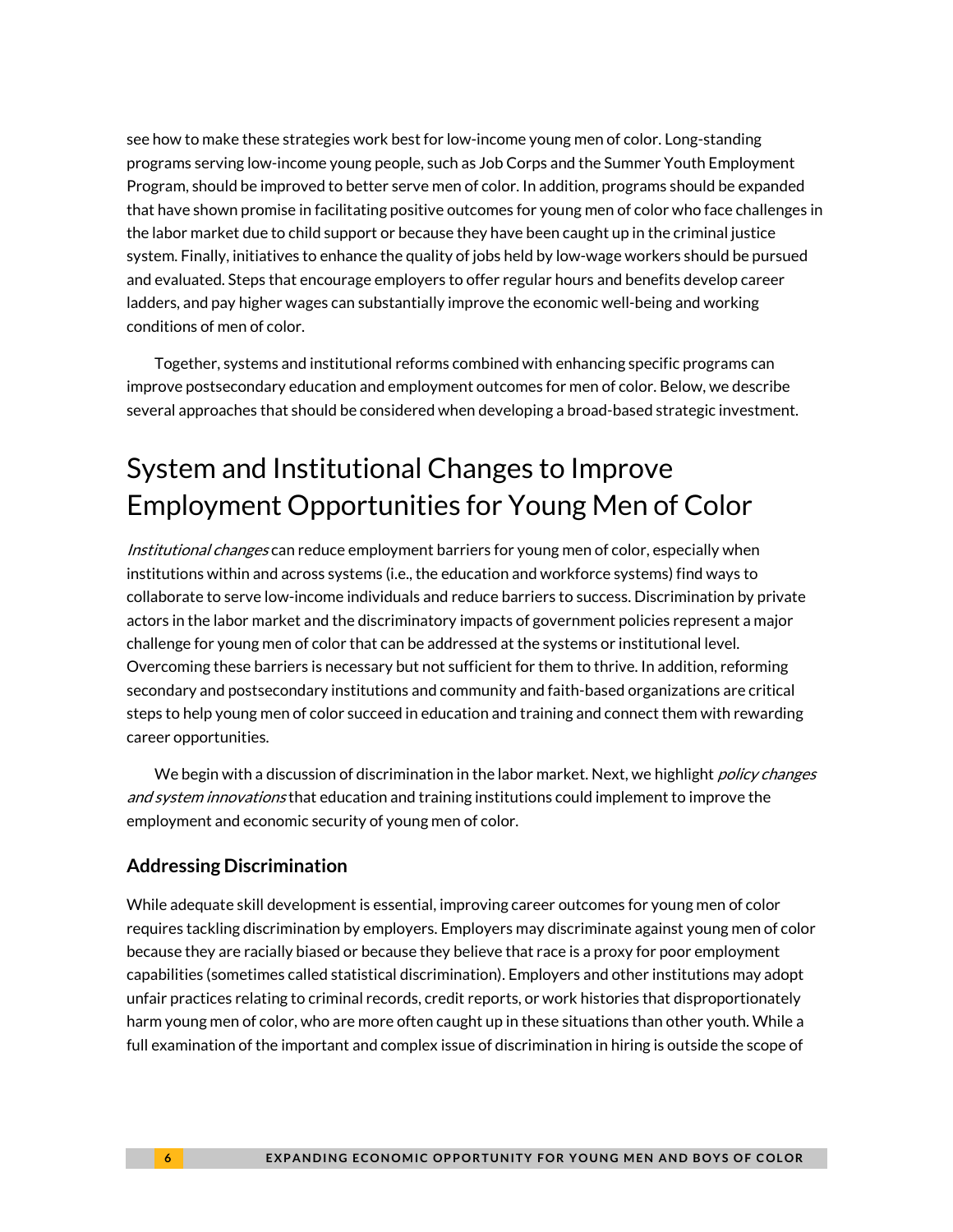see how to make these strategies work best for low-income young men of color. Long-standing programs serving low-income young people, such as Job Corps and the Summer Youth Employment Program, should be improved to better serve men of color. In addition, programs should be expanded that have shown promise in facilitating positive outcomes for young men of color who face challenges in the labor market due to child support or because they have been caught up in the criminal justice system. Finally, initiatives to enhance the quality of jobs held by low-wage workers should be pursued and evaluated. Steps that encourage employers to offer regular hours and benefits develop career ladders, and pay higher wages can substantially improve the economic well-being and working conditions of men of color.

Together, systems and institutional reforms combined with enhancing specific programs can improve postsecondary education and employment outcomes for men of color. Below, we describe several approaches that should be considered when developing a broad-based strategic investment.

# System and Institutional Changes to Improve Employment Opportunities for Young Men of Color

*Institutional changes* can reduce employment barriers for young men of color, especially when institutions within and across systems (i.e., the education and workforce systems) find ways to collaborate to serve low-income individuals and reduce barriers to success. Discrimination by private actors in the labor market and the discriminatory impacts of government policies represent a major challenge for young men of color that can be addressed at the systems or institutional level. Overcoming these barriers is necessary but not sufficient for them to thrive. In addition, reforming secondary and postsecondary institutions and community and faith-based organizations are critical steps to help young men of color succeed in education and training and connect them with rewarding career opportunities.

We begin with a discussion of discrimination in the labor market. Next, we highlight *policy changes and system innovations* that education and training institutions could implement to improve the employment and economic security of young men of color.

## Addressing Discrimination

While adequate skill development is essential, improving career outcomes for young men of color requires tackling discrimination by employers. Employers may discriminate against young men of color because they are racially biased or because they believe that race is a proxy for poor employment capabilities (sometimes called statistical discrimination). Employers and other institutions may adopt unfair practices relating to criminal records, credit reports, or work histories that disproportionately harm young men of color, who are more often caught up in these situations than other youth. While a full examination of the important and complex issue of discrimination in hiring is outside the scope of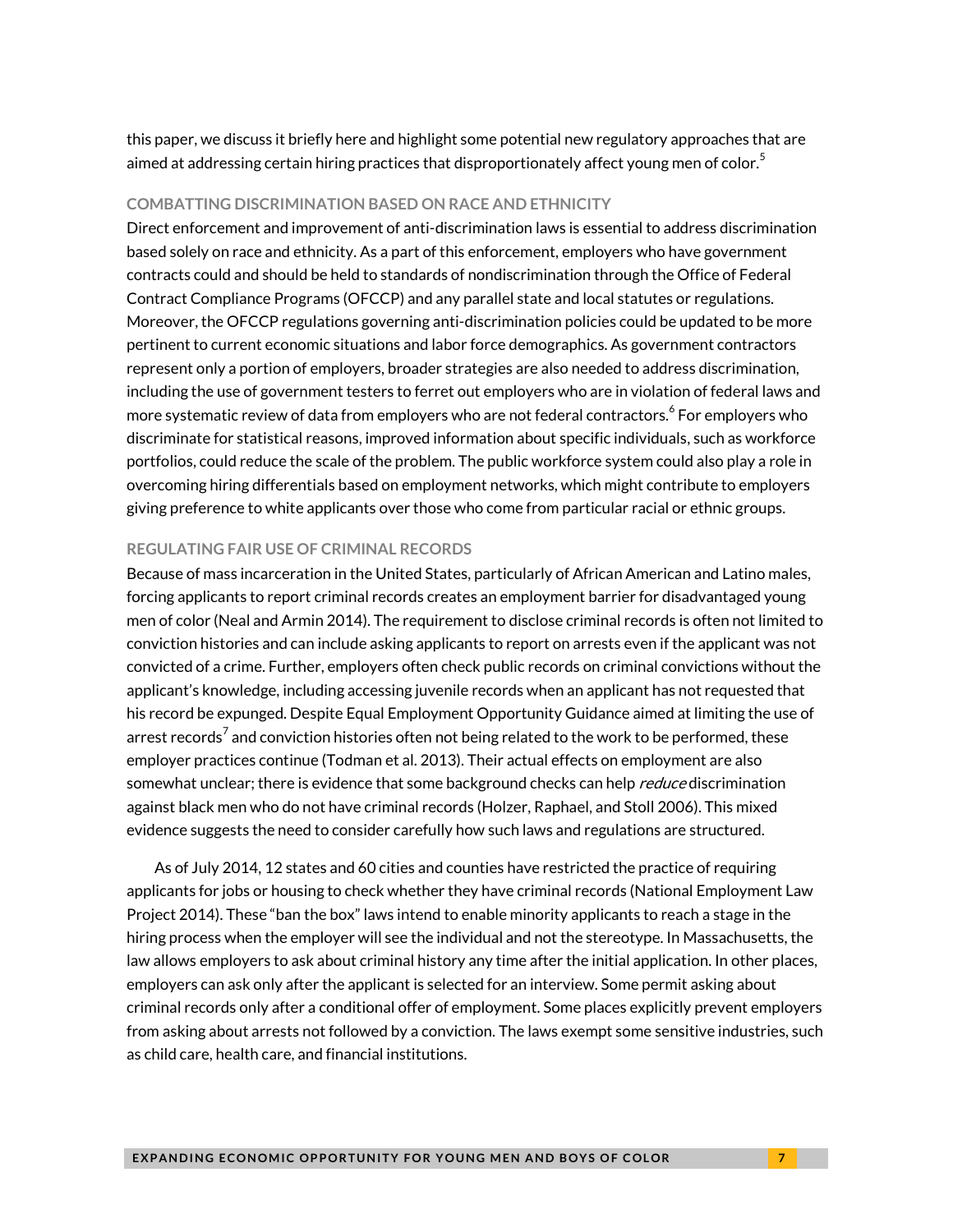this paper, we discuss it briefly here and highlight some potential new regulatory approaches that are aimed at addressing certain hiring practices that disproportionately affect young men of color.[5]

### COMBATTING DISCRIMINATION BASED ON RACE AND ETHNICITY

Direct enforcement and improvement of anti-discrimination laws is essential to address discrimination based solely on race and ethnicity. As a part of this enforcement, employers who have government contracts could and should be held to standards of nondiscrimination through the Office of Federal Contract Compliance Programs (OFCCP) and any parallel state and local statutes or regulations. Moreover, the OFCCP regulations governing anti-discrimination policies could be updated to be more pertinent to current economic situations and labor force demographics. As government contractors represent only a portion of employers, broader strategies are also needed to address discrimination, including the use of government testers to ferret out employers who are in violation of federal laws and more systematic review of data from employers who are not federal contractors.[6] For employers who discriminate for statistical reasons, improved information about specific individuals, such as workforce portfolios, could reduce the scale of the problem. The public workforce system could also play a role in overcoming hiring differentials based on employment networks, which might contribute to employers giving preference to white applicants over those who come from particular racial or ethnic groups.

### REGULATING FAIR USE OF CRIMINAL RECORDS

Because of mass incarceration in the United States, particularly of African American and Latino males, forcing applicants to report criminal records creates an employment barrier for disadvantaged young men of color (Neal and Armin 2014). The requirement to disclose criminal records is often not limited to conviction histories and can include asking applicants to report on arrests even if the applicant was not convicted of a crime. Further, employers often check public records on criminal convictions without the applicant's knowledge, including accessing juvenile records when an applicant has not requested that his record be expunged. Despite Equal Employment Opportunity Guidance aimed at limiting the use of arrest records[7] and conviction histories often not being related to the work to be performed, these employer practices continue (Todman et al. 2013). Their actual effects on employment are also somewhat unclear; there is evidence that some background checks can help *reduce* discrimination against black men who do not have criminal records (Holzer, Raphael, and Stoll 2006). This mixed evidence suggests the need to consider carefully how such laws and regulations are structured.

As of July 2014, 12 states and 60 cities and counties have restricted the practice of requiring applicants for jobs or housing to check whether they have criminal records (National Employment Law Project 2014). These "ban the box" laws intend to enable minority applicants to reach a stage in the hiring process when the employer will see the individual and not the stereotype. In Massachusetts, the law allows employers to ask about criminal history any time after the initial application. In other places, employers can ask only after the applicant is selected for an interview. Some permit asking about criminal records only after a conditional offer of employment. Some places explicitly prevent employers from asking about arrests not followed by a conviction. The laws exempt some sensitive industries, such as child care, health care, and financial institutions.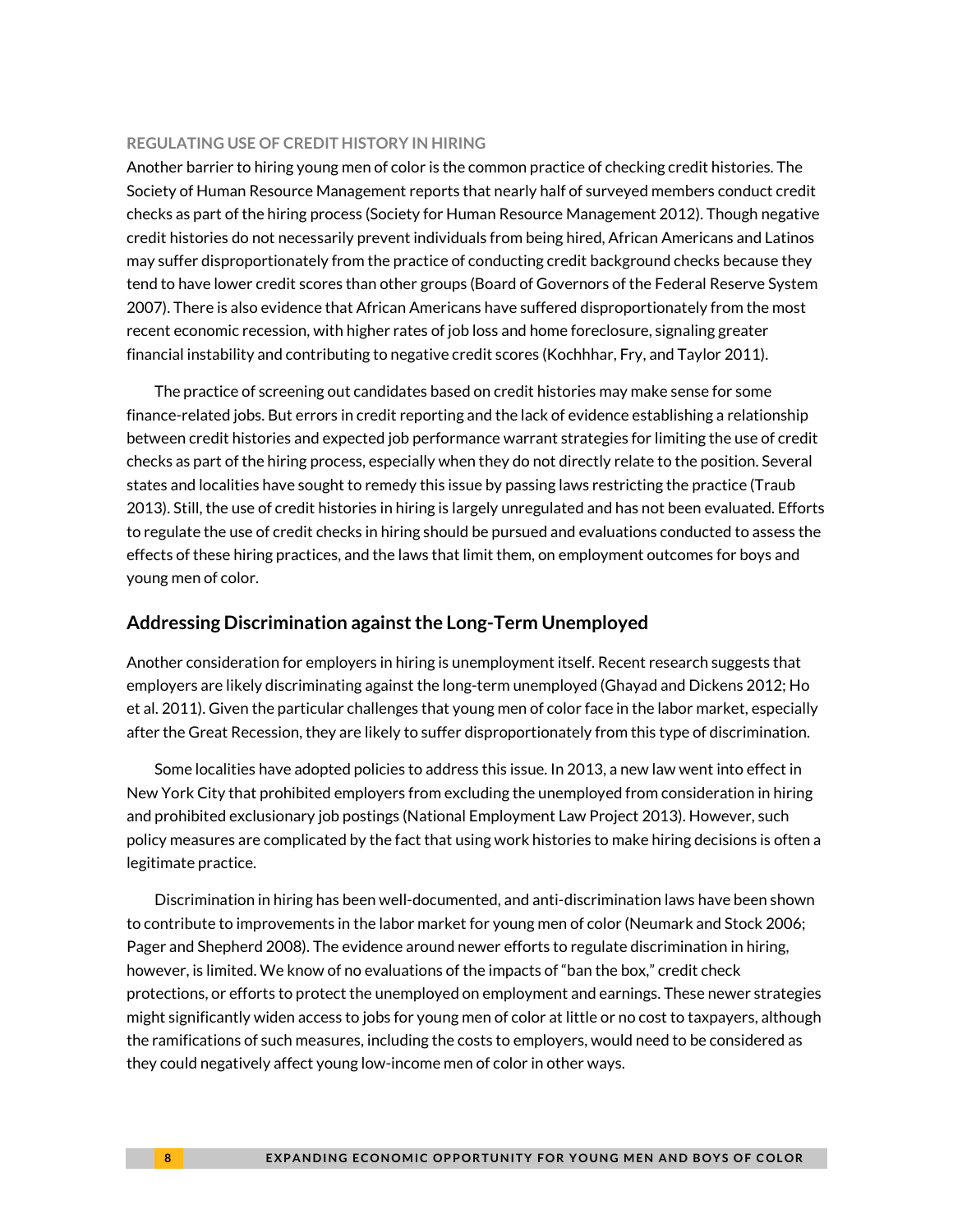### REGULATING USE OF CREDIT HISTORY IN HIRING

Another barrier to hiring young men of color is the common practice of checking credit histories. The Society of Human Resource Management reports that nearly half of surveyed members conduct credit checks as part of the hiring process (Society for Human Resource Management 2012). Though negative credit histories do not necessarily prevent individuals from being hired, African Americans and Latinos may suffer disproportionately from the practice of conducting credit background checks because they tend to have lower credit scores than other groups (Board of Governors of the Federal Reserve System 2007). There is also evidence that African Americans have suffered disproportionately from the most recent economic recession, with higher rates of job loss and home foreclosure, signaling greater financial instability and contributing to negative credit scores (Kochhhar, Fry, and Taylor 2011).

The practice of screening out candidates based on credit histories may make sense for some finance-related jobs. But errors in credit reporting and the lack of evidence establishing a relationship between credit histories and expected job performance warrant strategies for limiting the use of credit checks as part of the hiring process, especially when they do not directly relate to the position. Several states and localities have sought to remedy this issue by passing laws restricting the practice (Traub 2013). Still, the use of credit histories in hiring is largely unregulated and has not been evaluated. Efforts to regulate the use of credit checks in hiring should be pursued and evaluations conducted to assess the effects of these hiring practices, and the laws that limit them, on employment outcomes for boys and young men of color.

## Addressing Discrimination against the Long-Term Unemployed

Another consideration for employers in hiring is unemployment itself. Recent research suggests that employers are likely discriminating against the long-term unemployed (Ghayad and Dickens 2012; Ho et al. 2011). Given the particular challenges that young men of color face in the labor market, especially after the Great Recession, they are likely to suffer disproportionately from this type of discrimination.

Some localities have adopted policies to address this issue. In 2013, a new law went into effect in New York City that prohibited employers from excluding the unemployed from consideration in hiring and prohibited exclusionary job postings (National Employment Law Project 2013). However, such policy measures are complicated by the fact that using work histories to make hiring decisions is often a legitimate practice.

Discrimination in hiring has been well-documented, and anti-discrimination laws have been shown to contribute to improvements in the labor market for young men of color (Neumark and Stock 2006; Pager and Shepherd 2008). The evidence around newer efforts to regulate discrimination in hiring, however, is limited. We know of no evaluations of the impacts of "ban the box," credit check protections, or efforts to protect the unemployed on employment and earnings. These newer strategies might significantly widen access to jobs for young men of color at little or no cost to taxpayers, although the ramifications of such measures, including the costs to employers, would need to be considered as they could negatively affect young low-income men of color in other ways.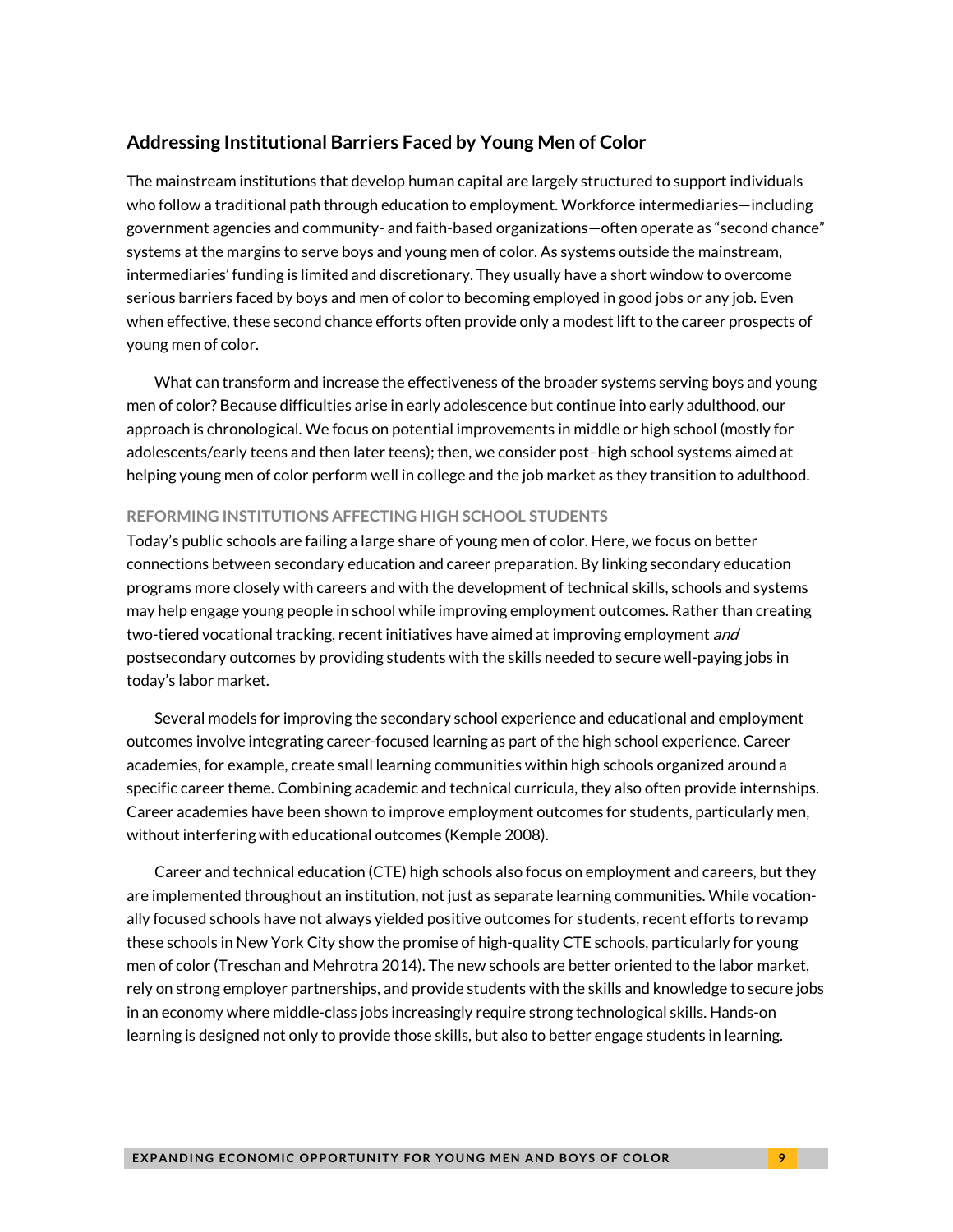## Addressing Institutional Barriers Faced by Young Men of Color

The mainstream institutions that develop human capital are largely structured to support individuals who follow a traditional path through education to employment. Workforce intermediaries—including government agencies and community- and faith-based organizations—often operate as "second chance" systems at the margins to serve boys and young men of color. As systems outside the mainstream, intermediaries' funding is limited and discretionary. They usually have a short window to overcome serious barriers faced by boys and men of color to becoming employed in good jobs or any job. Even when effective, these second chance efforts often provide only a modest lift to the career prospects of young men of color.

What can transform and increase the effectiveness of the broader systems serving boys and young men of color? Because difficulties arise in early adolescence but continue into early adulthood, our approach is chronological. We focus on potential improvements in middle or high school (mostly for adolescents/early teens and then later teens); then, we consider post–high school systems aimed at helping young men of color perform well in college and the job market as they transition to adulthood.

### REFORMING INSTITUTIONS AFFECTING HIGH SCHOOL STUDENTS

Today's public schools are failing a large share of young men of color. Here, we focus on better connections between secondary education and career preparation. By linking secondary education programs more closely with careers and with the development of technical skills, schools and systems may help engage young people in school while improving employment outcomes. Rather than creating two-tiered vocational tracking, recent initiatives have aimed at improving employment *and* postsecondary outcomes by providing students with the skills needed to secure well-paying jobs in today's labor market.

Several models for improving the secondary school experience and educational and employment outcomes involve integrating career-focused learning as part of the high school experience. Career academies, for example, create small learning communities within high schools organized around a specific career theme. Combining academic and technical curricula, they also often provide internships. Career academies have been shown to improve employment outcomes for students, particularly men, without interfering with educational outcomes (Kemple 2008).

Career and technical education (CTE) high schools also focus on employment and careers, but they are implemented throughout an institution, not just as separate learning communities. While vocationally focused schools have not always yielded positive outcomes for students, recent efforts to revamp these schools in New York City show the promise of high-quality CTE schools, particularly for young men of color (Treschan and Mehrotra 2014). The new schools are better oriented to the labor market, rely on strong employer partnerships, and provide students with the skills and knowledge to secure jobs in an economy where middle-class jobs increasingly require strong technological skills. Hands-on learning is designed not only to provide those skills, but also to better engage students in learning.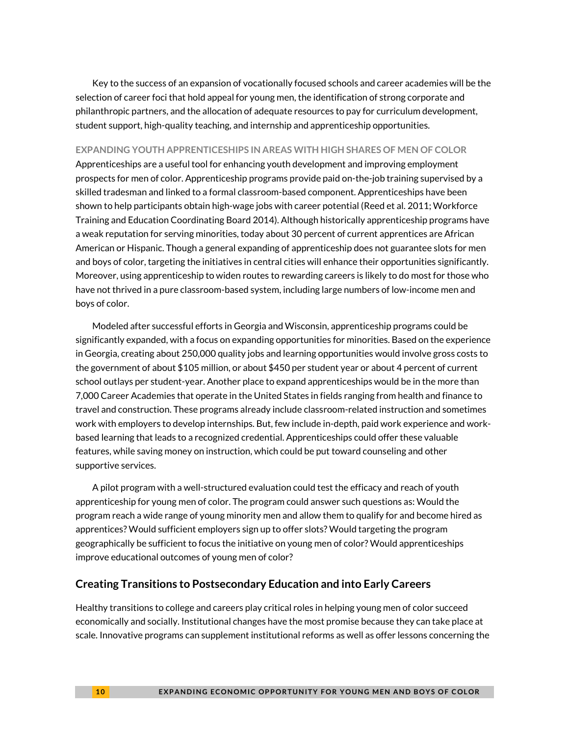Key to the success of an expansion of vocationally focused schools and career academies will be the selection of career foci that hold appeal for young men, the identification of strong corporate and philanthropic partners, and the allocation of adequate resources to pay for curriculum development, student support, high-quality teaching, and internship and apprenticeship opportunities.

#### EXPANDING YOUTH APPRENTICESHIPS IN AREAS WITH HIGH SHARES OF MEN OF COLOR

Apprenticeships are a useful tool for enhancing youth development and improving employment prospects for men of color. Apprenticeship programs provide paid on-the-job training supervised by a skilled tradesman and linked to a formal classroom-based component. Apprenticeships have been shown to help participants obtain high-wage jobs with career potential (Reed et al. 2011; Workforce Training and Education Coordinating Board 2014). Although historically apprenticeship programs have a weak reputation for serving minorities, today about 30 percent of current apprentices are African American or Hispanic. Though a general expanding of apprenticeship does not guarantee slots for men and boys of color, targeting the initiatives in central cities will enhance their opportunities significantly. Moreover, using apprenticeship to widen routes to rewarding careers is likely to do most for those who have not thrived in a pure classroom-based system, including large numbers of low-income men and boys of color.

Modeled after successful efforts in Georgia and Wisconsin, apprenticeship programs could be significantly expanded, with a focus on expanding opportunities for minorities. Based on the experience in Georgia, creating about 250,000 quality jobs and learning opportunities would involve gross costs to the government of about $105 million, or about $450 per student year or about 4 percent of current school outlays per student-year. Another place to expand apprenticeships would be in the more than 7,000 Career Academies that operate in the United States in fields ranging from health and finance to travel and construction. These programs already include classroom-related instruction and sometimes work with employers to develop internships. But, few include in-depth, paid work experience and work-based learning that leads to a recognized credential. Apprenticeships could offer these valuable features, while saving money on instruction, which could be put toward counseling and other supportive services.

A pilot program with a well-structured evaluation could test the efficacy and reach of youth apprenticeship for young men of color. The program could answer such questions as: Would the program reach a wide range of young minority men and allow them to qualify for and become hired as apprentices? Would sufficient employers sign up to offer slots? Would targeting the program geographically be sufficient to focus the initiative on young men of color? Would apprenticeships improve educational outcomes of young men of color?

### Creating Transitions to Postsecondary Education and into Early Careers

Healthy transitions to college and careers play critical roles in helping young men of color succeed economically and socially. Institutional changes have the most promise because they can take place at scale. Innovative programs can supplement institutional reforms as well as offer lessons concerning the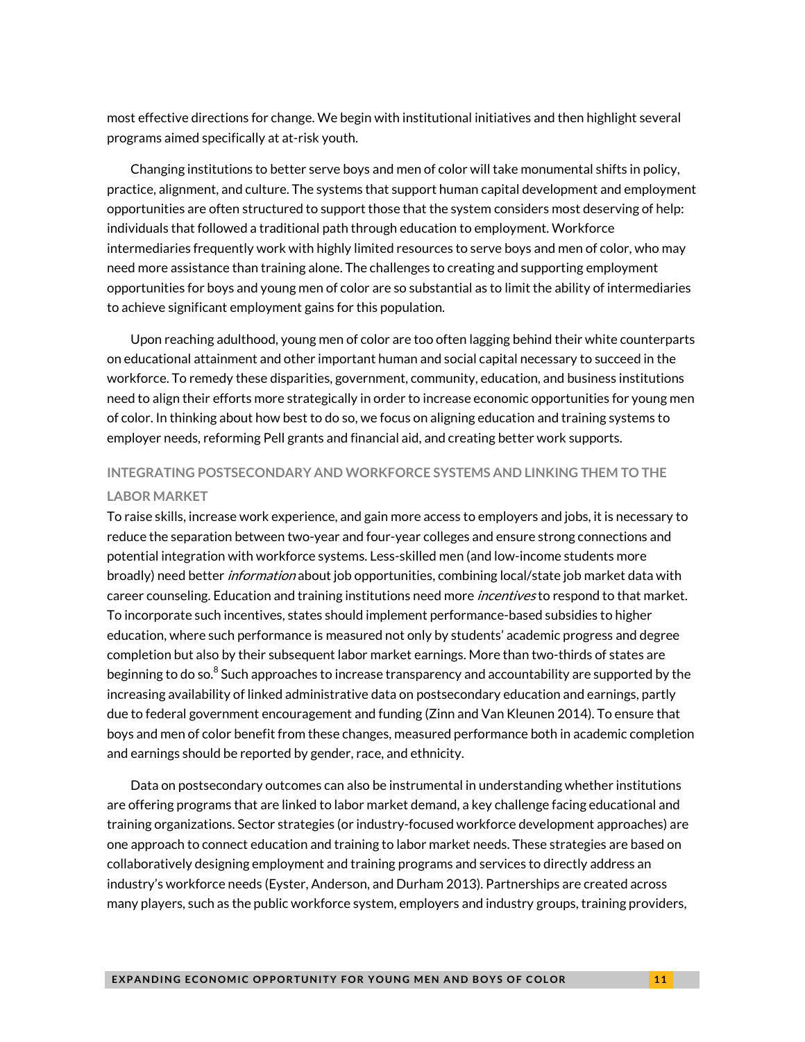most effective directions for change. We begin with institutional initiatives and then highlight several programs aimed specifically at at-risk youth.

Changing institutions to better serve boys and men of color will take monumental shifts in policy, practice, alignment, and culture. The systems that support human capital development and employment opportunities are often structured to support those that the system considers most deserving of help: individuals that followed a traditional path through education to employment. Workforce intermediaries frequently work with highly limited resources to serve boys and men of color, who may need more assistance than training alone. The challenges to creating and supporting employment opportunities for boys and young men of color are so substantial as to limit the ability of intermediaries to achieve significant employment gains for this population.

Upon reaching adulthood, young men of color are too often lagging behind their white counterparts on educational attainment and other important human and social capital necessary to succeed in the workforce. To remedy these disparities, government, community, education, and business institutions need to align their efforts more strategically in order to increase economic opportunities for young men of color. In thinking about how best to do so, we focus on aligning education and training systems to employer needs, reforming Pell grants and financial aid, and creating better work supports.

### INTEGRATING POSTSECONDARY AND WORKFORCE SYSTEMS AND LINKING THEM TO THE LABOR MARKET

To raise skills, increase work experience, and gain more access to employers and jobs, it is necessary to reduce the separation between two-year and four-year colleges and ensure strong connections and potential integration with workforce systems. Less-skilled men (and low-income students more broadly) need better *information* about job opportunities, combining local/state job market data with career counseling. Education and training institutions need more *incentives* to respond to that market. To incorporate such incentives, states should implement performance-based subsidies to higher education, where such performance is measured not only by students' academic progress and degree completion but also by their subsequent labor market earnings. More than two-thirds of states are beginning to do so.[8] Such approaches to increase transparency and accountability are supported by the increasing availability of linked administrative data on postsecondary education and earnings, partly due to federal government encouragement and funding (Zinn and Van Kleunen 2014). To ensure that boys and men of color benefit from these changes, measured performance both in academic completion and earnings should be reported by gender, race, and ethnicity.

Data on postsecondary outcomes can also be instrumental in understanding whether institutions are offering programs that are linked to labor market demand, a key challenge facing educational and training organizations. Sector strategies (or industry-focused workforce development approaches) are one approach to connect education and training to labor market needs. These strategies are based on collaboratively designing employment and training programs and services to directly address an industry's workforce needs (Eyster, Anderson, and Durham 2013). Partnerships are created across many players, such as the public workforce system, employers and industry groups, training providers,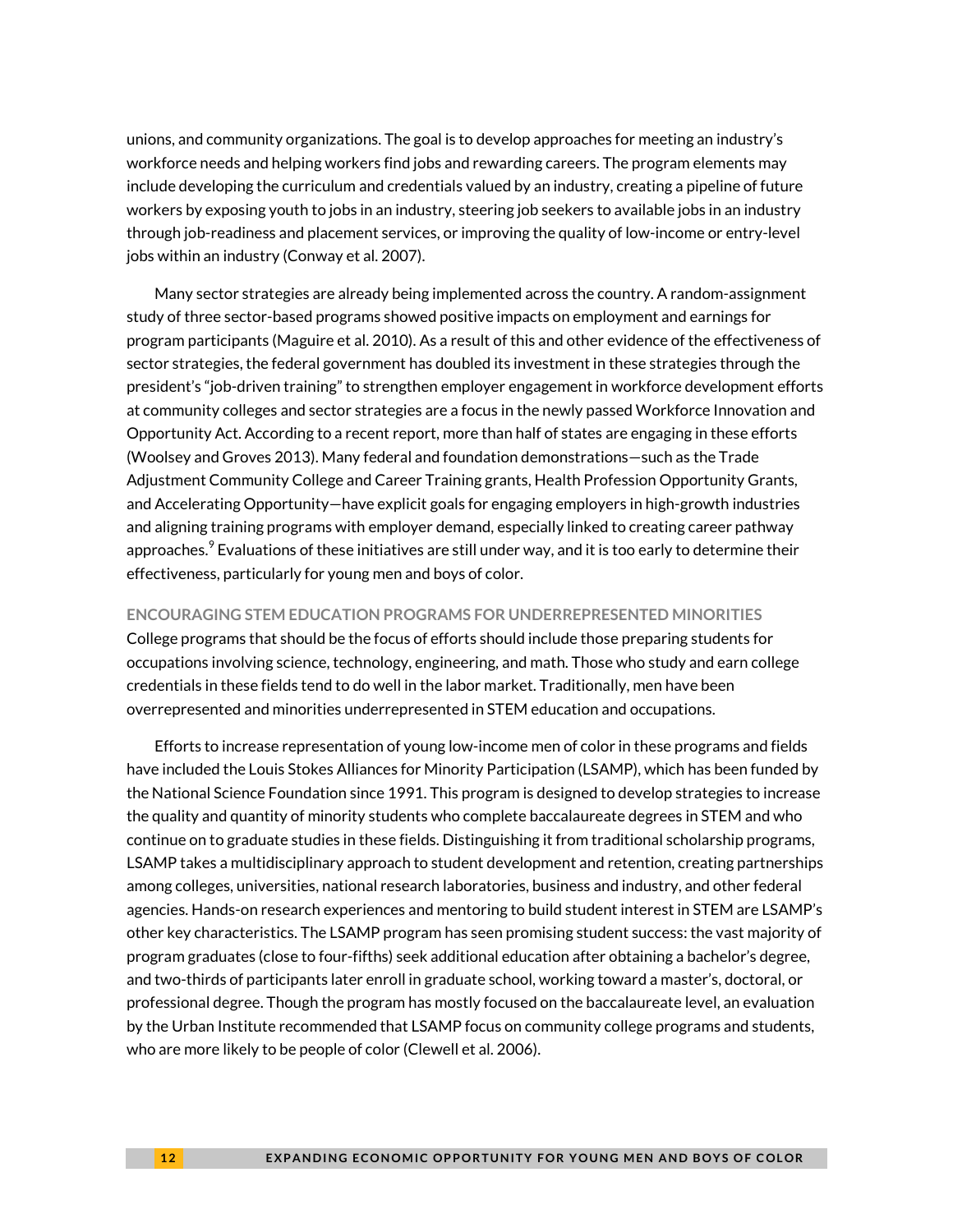unions, and community organizations. The goal is to develop approaches for meeting an industry's workforce needs and helping workers find jobs and rewarding careers. The program elements may include developing the curriculum and credentials valued by an industry, creating a pipeline of future workers by exposing youth to jobs in an industry, steering job seekers to available jobs in an industry through job-readiness and placement services, or improving the quality of low-income or entry-level jobs within an industry (Conway et al. 2007).

Many sector strategies are already being implemented across the country. A random-assignment study of three sector-based programs showed positive impacts on employment and earnings for program participants (Maguire et al. 2010). As a result of this and other evidence of the effectiveness of sector strategies, the federal government has doubled its investment in these strategies through the president's "job-driven training" to strengthen employer engagement in workforce development efforts at community colleges and sector strategies are a focus in the newly passed Workforce Innovation and Opportunity Act. According to a recent report, more than half of states are engaging in these efforts (Woolsey and Groves 2013). Many federal and foundation demonstrations—such as the Trade Adjustment Community College and Career Training grants, Health Profession Opportunity Grants, and Accelerating Opportunity—have explicit goals for engaging employers in high-growth industries and aligning training programs with employer demand, especially linked to creating career pathway approaches.[9] Evaluations of these initiatives are still under way, and it is too early to determine their effectiveness, particularly for young men and boys of color.

### ENCOURAGING STEM EDUCATION PROGRAMS FOR UNDERREPRESENTED MINORITIES

College programs that should be the focus of efforts should include those preparing students for occupations involving science, technology, engineering, and math. Those who study and earn college credentials in these fields tend to do well in the labor market. Traditionally, men have been overrepresented and minorities underrepresented in STEM education and occupations.

Efforts to increase representation of young low-income men of color in these programs and fields have included the Louis Stokes Alliances for Minority Participation (LSAMP), which has been funded by the National Science Foundation since 1991. This program is designed to develop strategies to increase the quality and quantity of minority students who complete baccalaureate degrees in STEM and who continue on to graduate studies in these fields. Distinguishing it from traditional scholarship programs, LSAMP takes a multidisciplinary approach to student development and retention, creating partnerships among colleges, universities, national research laboratories, business and industry, and other federal agencies. Hands-on research experiences and mentoring to build student interest in STEM are LSAMP's other key characteristics. The LSAMP program has seen promising student success: the vast majority of program graduates (close to four-fifths) seek additional education after obtaining a bachelor's degree, and two-thirds of participants later enroll in graduate school, working toward a master's, doctoral, or professional degree. Though the program has mostly focused on the baccalaureate level, an evaluation by the Urban Institute recommended that LSAMP focus on community college programs and students, who are more likely to be people of color (Clewell et al. 2006).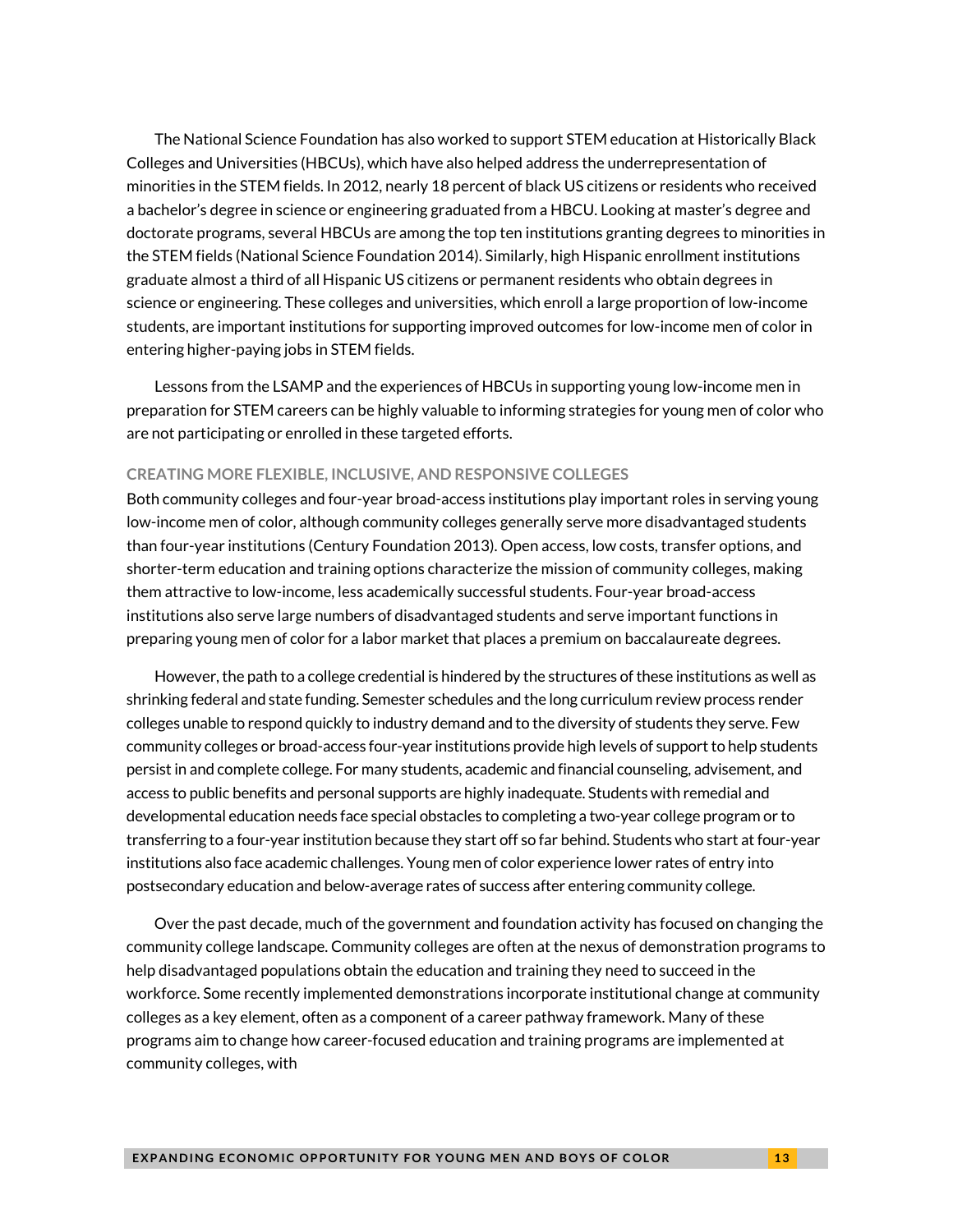The National Science Foundation has also worked to support STEM education at Historically Black Colleges and Universities (HBCUs), which have also helped address the underrepresentation of minorities in the STEM fields. In 2012, nearly 18 percent of black US citizens or residents who received a bachelor's degree in science or engineering graduated from a HBCU. Looking at master's degree and doctorate programs, several HBCUs are among the top ten institutions granting degrees to minorities in the STEM fields (National Science Foundation 2014). Similarly, high Hispanic enrollment institutions graduate almost a third of all Hispanic US citizens or permanent residents who obtain degrees in science or engineering. These colleges and universities, which enroll a large proportion of low-income students, are important institutions for supporting improved outcomes for low-income men of color in entering higher-paying jobs in STEM fields.

Lessons from the LSAMP and the experiences of HBCUs in supporting young low-income men in preparation for STEM careers can be highly valuable to informing strategies for young men of color who are not participating or enrolled in these targeted efforts.

### CREATING MORE FLEXIBLE, INCLUSIVE, AND RESPONSIVE COLLEGES

Both community colleges and four-year broad-access institutions play important roles in serving young low-income men of color, although community colleges generally serve more disadvantaged students than four-year institutions (Century Foundation 2013). Open access, low costs, transfer options, and shorter-term education and training options characterize the mission of community colleges, making them attractive to low-income, less academically successful students. Four-year broad-access institutions also serve large numbers of disadvantaged students and serve important functions in preparing young men of color for a labor market that places a premium on baccalaureate degrees.

However, the path to a college credential is hindered by the structures of these institutions as well as shrinking federal and state funding. Semester schedules and the long curriculum review process render colleges unable to respond quickly to industry demand and to the diversity of students they serve. Few community colleges or broad-access four-year institutions provide high levels of support to help students persist in and complete college. For many students, academic and financial counseling, advisement, and access to public benefits and personal supports are highly inadequate. Students with remedial and developmental education needs face special obstacles to completing a two-year college program or to transferring to a four-year institution because they start off so far behind. Students who start at four-year institutions also face academic challenges. Young men of color experience lower rates of entry into postsecondary education and below-average rates of success after entering community college.

Over the past decade, much of the government and foundation activity has focused on changing the community college landscape. Community colleges are often at the nexus of demonstration programs to help disadvantaged populations obtain the education and training they need to succeed in the workforce. Some recently implemented demonstrations incorporate institutional change at community colleges as a key element, often as a component of a career pathway framework. Many of these programs aim to change how career-focused education and training programs are implemented at community colleges, with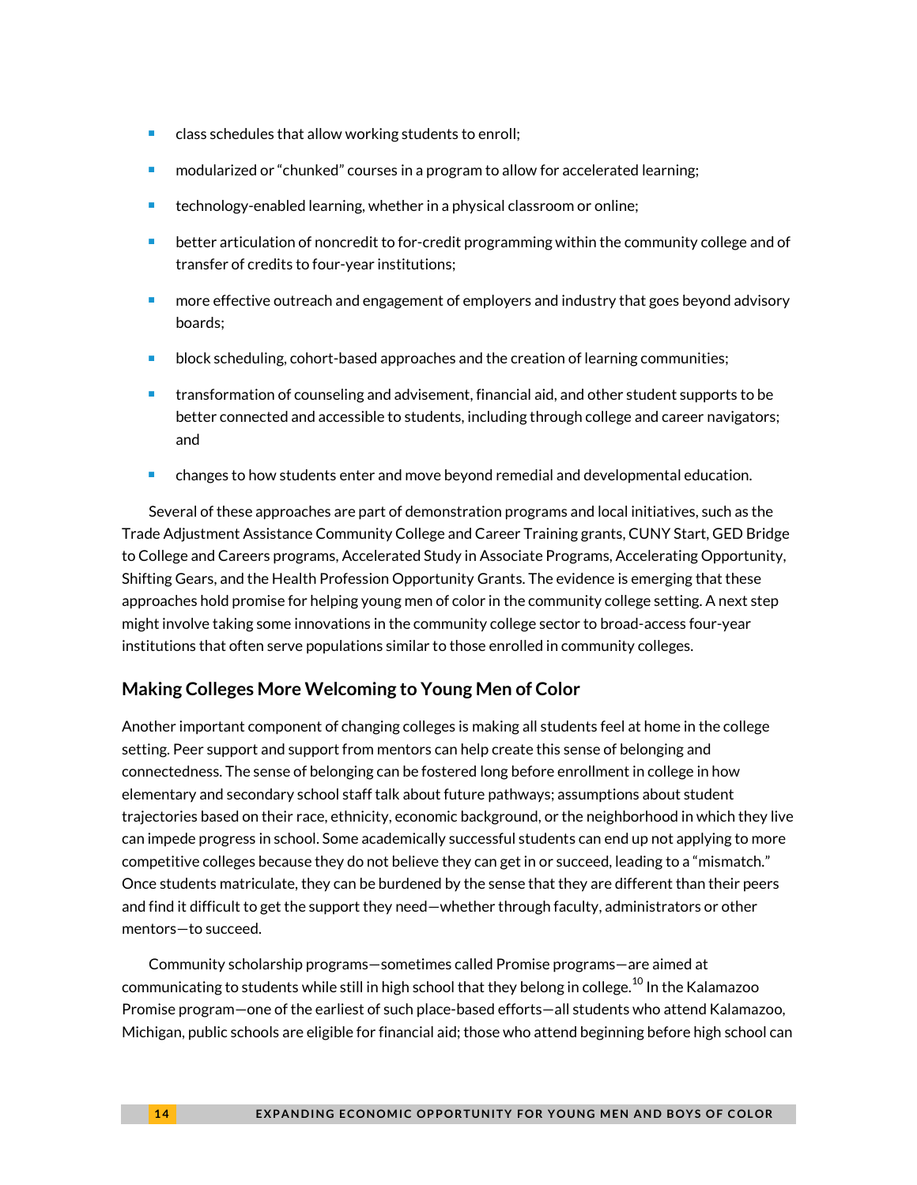- class schedules that allow working students to enroll;
- modularized or "chunked" courses in a program to allow for accelerated learning;
- technology-enabled learning, whether in a physical classroom or online;
- better articulation of noncredit to for-credit programming within the community college and of transfer of credits to four-year institutions;
- more effective outreach and engagement of employers and industry that goes beyond advisory boards;
- block scheduling, cohort-based approaches and the creation of learning communities;
- transformation of counseling and advisement, financial aid, and other student supports to be better connected and accessible to students, including through college and career navigators; and
- changes to how students enter and move beyond remedial and developmental education.

Several of these approaches are part of demonstration programs and local initiatives, such as the Trade Adjustment Assistance Community College and Career Training grants, CUNY Start, GED Bridge to College and Careers programs, Accelerated Study in Associate Programs, Accelerating Opportunity, Shifting Gears, and the Health Profession Opportunity Grants. The evidence is emerging that these approaches hold promise for helping young men of color in the community college setting. A next step might involve taking some innovations in the community college sector to broad-access four-year institutions that often serve populations similar to those enrolled in community colleges.

### Making Colleges More Welcoming to Young Men of Color

Another important component of changing colleges is making all students feel at home in the college setting. Peer support and support from mentors can help create this sense of belonging and connectedness. The sense of belonging can be fostered long before enrollment in college in how elementary and secondary school staff talk about future pathways; assumptions about student trajectories based on their race, ethnicity, economic background, or the neighborhood in which they live can impede progress in school. Some academically successful students can end up not applying to more competitive colleges because they do not believe they can get in or succeed, leading to a "mismatch." Once students matriculate, they can be burdened by the sense that they are different than their peers and find it difficult to get the support they need—whether through faculty, administrators or other mentors—to succeed.

Community scholarship programs—sometimes called Promise programs—are aimed at communicating to students while still in high school that they belong in college.[10] In the Kalamazoo Promise program—one of the earliest of such place-based efforts—all students who attend Kalamazoo, Michigan, public schools are eligible for financial aid; those who attend beginning before high school can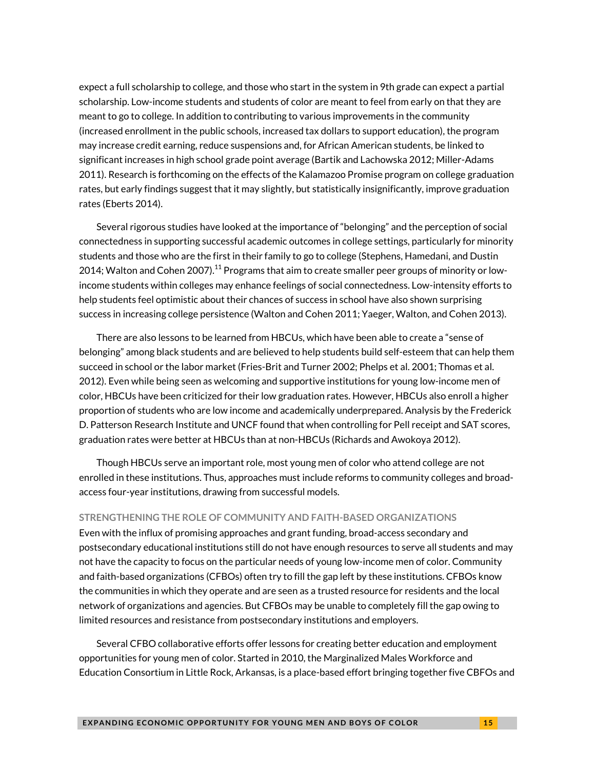expect a full scholarship to college, and those who start in the system in 9th grade can expect a partial scholarship. Low-income students and students of color are meant to feel from early on that they are meant to go to college. In addition to contributing to various improvements in the community (increased enrollment in the public schools, increased tax dollars to support education), the program may increase credit earning, reduce suspensions and, for African American students, be linked to significant increases in high school grade point average (Bartik and Lachowska 2012; Miller-Adams 2011). Research is forthcoming on the effects of the Kalamazoo Promise program on college graduation rates, but early findings suggest that it may slightly, but statistically insignificantly, improve graduation rates (Eberts 2014).

Several rigorous studies have looked at the importance of "belonging" and the perception of social connectedness in supporting successful academic outcomes in college settings, particularly for minority students and those who are the first in their family to go to college (Stephens, Hamedani, and Dustin 2014; Walton and Cohen 2007).[11] Programs that aim to create smaller peer groups of minority or low-income students within colleges may enhance feelings of social connectedness. Low-intensity efforts to help students feel optimistic about their chances of success in school have also shown surprising success in increasing college persistence (Walton and Cohen 2011; Yaeger, Walton, and Cohen 2013).

There are also lessons to be learned from HBCUs, which have been able to create a "sense of belonging" among black students and are believed to help students build self-esteem that can help them succeed in school or the labor market (Fries-Brit and Turner 2002; Phelps et al. 2001; Thomas et al. 2012). Even while being seen as welcoming and supportive institutions for young low-income men of color, HBCUs have been criticized for their low graduation rates. However, HBCUs also enroll a higher proportion of students who are low income and academically underprepared. Analysis by the Frederick D. Patterson Research Institute and UNCF found that when controlling for Pell receipt and SAT scores, graduation rates were better at HBCUs than at non-HBCUs (Richards and Awokoya 2012).

Though HBCUs serve an important role, most young men of color who attend college are not enrolled in these institutions. Thus, approaches must include reforms to community colleges and broad-access four-year institutions, drawing from successful models.

### STRENGTHENING THE ROLE OF COMMUNITY AND FAITH-BASED ORGANIZATIONS

Even with the influx of promising approaches and grant funding, broad-access secondary and postsecondary educational institutions still do not have enough resources to serve all students and may not have the capacity to focus on the particular needs of young low-income men of color. Community and faith-based organizations (CFBOs) often try to fill the gap left by these institutions. CFBOs know the communities in which they operate and are seen as a trusted resource for residents and the local network of organizations and agencies. But CFBOs may be unable to completely fill the gap owing to limited resources and resistance from postsecondary institutions and employers.

Several CFBO collaborative efforts offer lessons for creating better education and employment opportunities for young men of color. Started in 2010, the Marginalized Males Workforce and Education Consortium in Little Rock, Arkansas, is a place-based effort bringing together five CBFOs and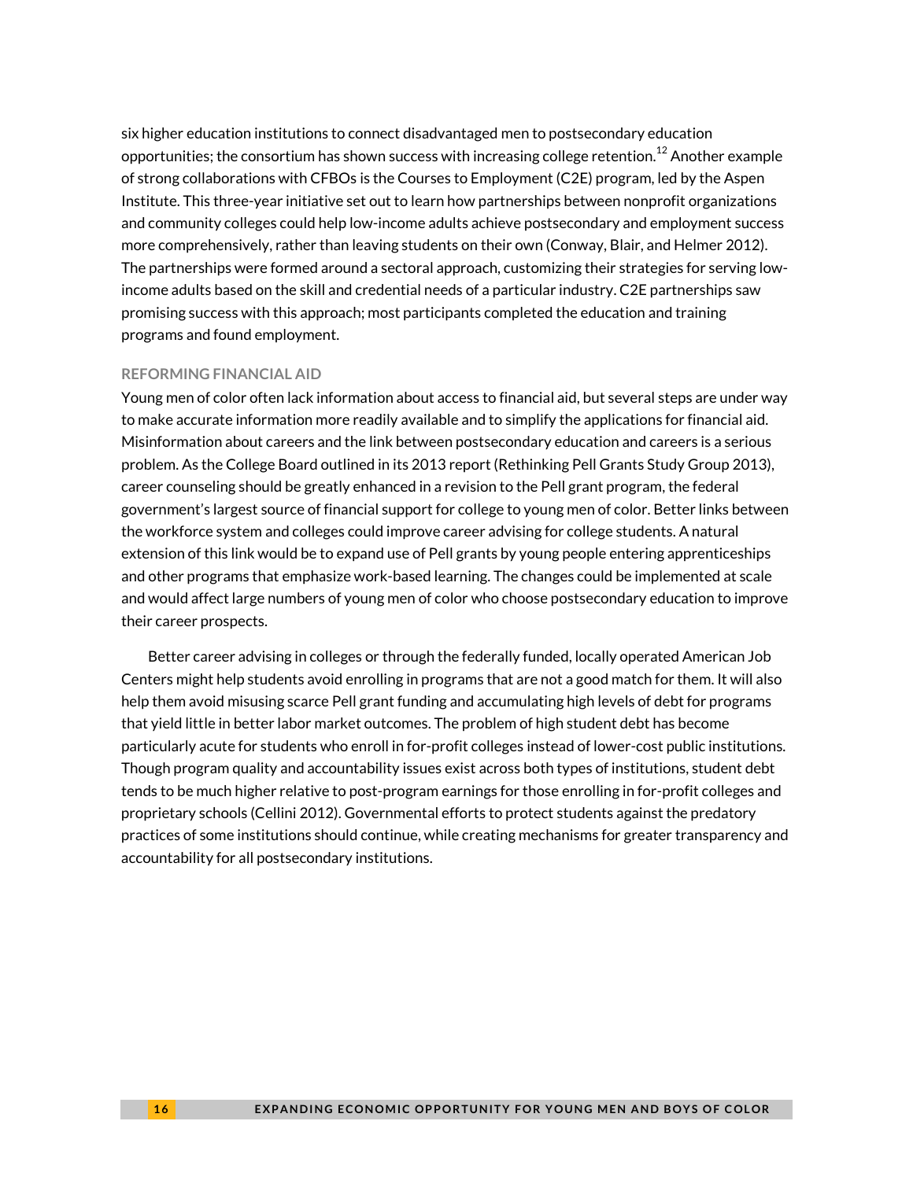six higher education institutions to connect disadvantaged men to postsecondary education opportunities; the consortium has shown success with increasing college retention.[12] Another example of strong collaborations with CFBOs is the Courses to Employment (C2E) program, led by the Aspen Institute. This three-year initiative set out to learn how partnerships between nonprofit organizations and community colleges could help low-income adults achieve postsecondary and employment success more comprehensively, rather than leaving students on their own (Conway, Blair, and Helmer 2012). The partnerships were formed around a sectoral approach, customizing their strategies for serving low-income adults based on the skill and credential needs of a particular industry. C2E partnerships saw promising success with this approach; most participants completed the education and training programs and found employment.

### REFORMING FINANCIAL AID

Young men of color often lack information about access to financial aid, but several steps are under way to make accurate information more readily available and to simplify the applications for financial aid. Misinformation about careers and the link between postsecondary education and careers is a serious problem. As the College Board outlined in its 2013 report (Rethinking Pell Grants Study Group 2013), career counseling should be greatly enhanced in a revision to the Pell grant program, the federal government's largest source of financial support for college to young men of color. Better links between the workforce system and colleges could improve career advising for college students. A natural extension of this link would be to expand use of Pell grants by young people entering apprenticeships and other programs that emphasize work-based learning. The changes could be implemented at scale and would affect large numbers of young men of color who choose postsecondary education to improve their career prospects.

Better career advising in colleges or through the federally funded, locally operated American Job Centers might help students avoid enrolling in programs that are not a good match for them. It will also help them avoid misusing scarce Pell grant funding and accumulating high levels of debt for programs that yield little in better labor market outcomes. The problem of high student debt has become particularly acute for students who enroll in for-profit colleges instead of lower-cost public institutions. Though program quality and accountability issues exist across both types of institutions, student debt tends to be much higher relative to post-program earnings for those enrolling in for-profit colleges and proprietary schools (Cellini 2012). Governmental efforts to protect students against the predatory practices of some institutions should continue, while creating mechanisms for greater transparency and accountability for all postsecondary institutions.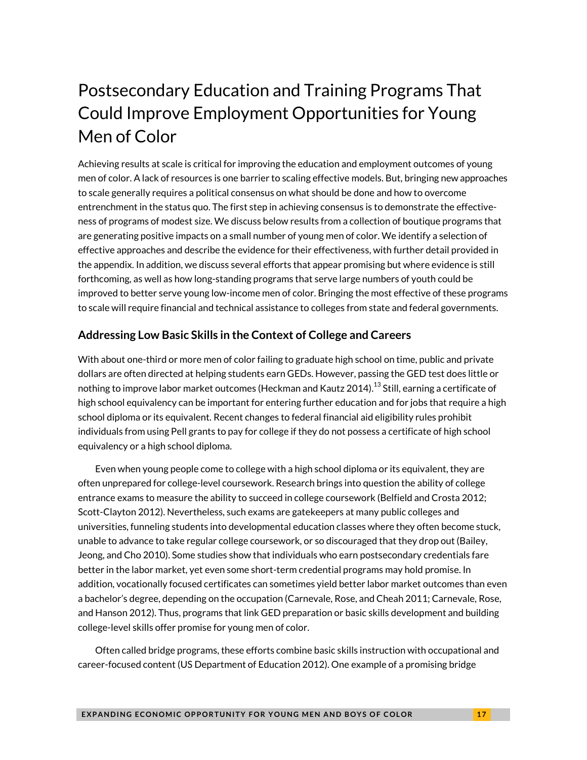# Postsecondary Education and Training Programs That Could Improve Employment Opportunities for Young Men of Color

Achieving results at scale is critical for improving the education and employment outcomes of young men of color. A lack of resources is one barrier to scaling effective models. But, bringing new approaches to scale generally requires a political consensus on what should be done and how to overcome entrenchment in the status quo. The first step in achieving consensus is to demonstrate the effectiveness of programs of modest size. We discuss below results from a collection of boutique programs that are generating positive impacts on a small number of young men of color. We identify a selection of effective approaches and describe the evidence for their effectiveness, with further detail provided in the appendix. In addition, we discuss several efforts that appear promising but where evidence is still forthcoming, as well as how long-standing programs that serve large numbers of youth could be improved to better serve young low-income men of color. Bringing the most effective of these programs to scale will require financial and technical assistance to colleges from state and federal governments.

## Addressing Low Basic Skills in the Context of College and Careers

With about one-third or more men of color failing to graduate high school on time, public and private dollars are often directed at helping students earn GEDs. However, passing the GED test does little or nothing to improve labor market outcomes (Heckman and Kautz 2014).[13] Still, earning a certificate of high school equivalency can be important for entering further education and for jobs that require a high school diploma or its equivalent. Recent changes to federal financial aid eligibility rules prohibit individuals from using Pell grants to pay for college if they do not possess a certificate of high school equivalency or a high school diploma.

Even when young people come to college with a high school diploma or its equivalent, they are often unprepared for college-level coursework. Research brings into question the ability of college entrance exams to measure the ability to succeed in college coursework (Belfield and Crosta 2012; Scott-Clayton 2012). Nevertheless, such exams are gatekeepers at many public colleges and universities, funneling students into developmental education classes where they often become stuck, unable to advance to take regular college coursework, or so discouraged that they drop out (Bailey, Jeong, and Cho 2010). Some studies show that individuals who earn postsecondary credentials fare better in the labor market, yet even some short-term credential programs may hold promise. In addition, vocationally focused certificates can sometimes yield better labor market outcomes than even a bachelor's degree, depending on the occupation (Carnevale, Rose, and Cheah 2011; Carnevale, Rose, and Hanson 2012). Thus, programs that link GED preparation or basic skills development and building college-level skills offer promise for young men of color.

Often called bridge programs, these efforts combine basic skills instruction with occupational and career-focused content (US Department of Education 2012). One example of a promising bridge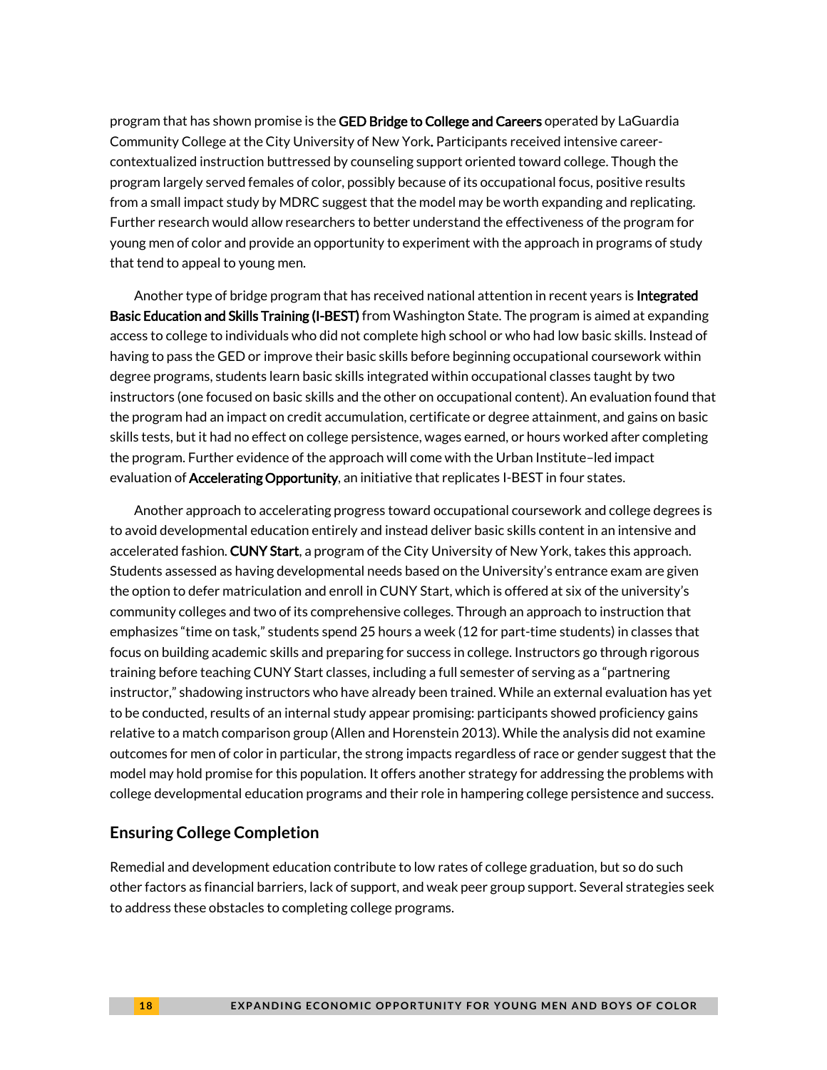program that has shown promise is the **GED Bridge to College and Careers** operated by LaGuardia Community College at the City University of New York**.** Participants received intensive career-contextualized instruction buttressed by counseling support oriented toward college. Though the program largely served females of color, possibly because of its occupational focus, positive results from a small impact study by MDRC suggest that the model may be worth expanding and replicating. Further research would allow researchers to better understand the effectiveness of the program for young men of color and provide an opportunity to experiment with the approach in programs of study that tend to appeal to young men.

Another type of bridge program that has received national attention in recent years is **Integrated Basic Education and Skills Training (I-BEST)** from Washington State. The program is aimed at expanding access to college to individuals who did not complete high school or who had low basic skills. Instead of having to pass the GED or improve their basic skills before beginning occupational coursework within degree programs, students learn basic skills integrated within occupational classes taught by two instructors (one focused on basic skills and the other on occupational content). An evaluation found that the program had an impact on credit accumulation, certificate or degree attainment, and gains on basic skills tests, but it had no effect on college persistence, wages earned, or hours worked after completing the program. Further evidence of the approach will come with the Urban Institute–led impact evaluation of **Accelerating Opportunity**, an initiative that replicates I-BEST in four states.

Another approach to accelerating progress toward occupational coursework and college degrees is to avoid developmental education entirely and instead deliver basic skills content in an intensive and accelerated fashion. **CUNY Start**, a program of the City University of New York, takes this approach. Students assessed as having developmental needs based on the University's entrance exam are given the option to defer matriculation and enroll in CUNY Start, which is offered at six of the university's community colleges and two of its comprehensive colleges. Through an approach to instruction that emphasizes "time on task," students spend 25 hours a week (12 for part-time students) in classes that focus on building academic skills and preparing for success in college. Instructors go through rigorous training before teaching CUNY Start classes, including a full semester of serving as a "partnering instructor," shadowing instructors who have already been trained. While an external evaluation has yet to be conducted, results of an internal study appear promising: participants showed proficiency gains relative to a match comparison group (Allen and Horenstein 2013). While the analysis did not examine outcomes for men of color in particular, the strong impacts regardless of race or gender suggest that the model may hold promise for this population. It offers another strategy for addressing the problems with college developmental education programs and their role in hampering college persistence and success.

## Ensuring College Completion

Remedial and development education contribute to low rates of college graduation, but so do such other factors as financial barriers, lack of support, and weak peer group support. Several strategies seek to address these obstacles to completing college programs.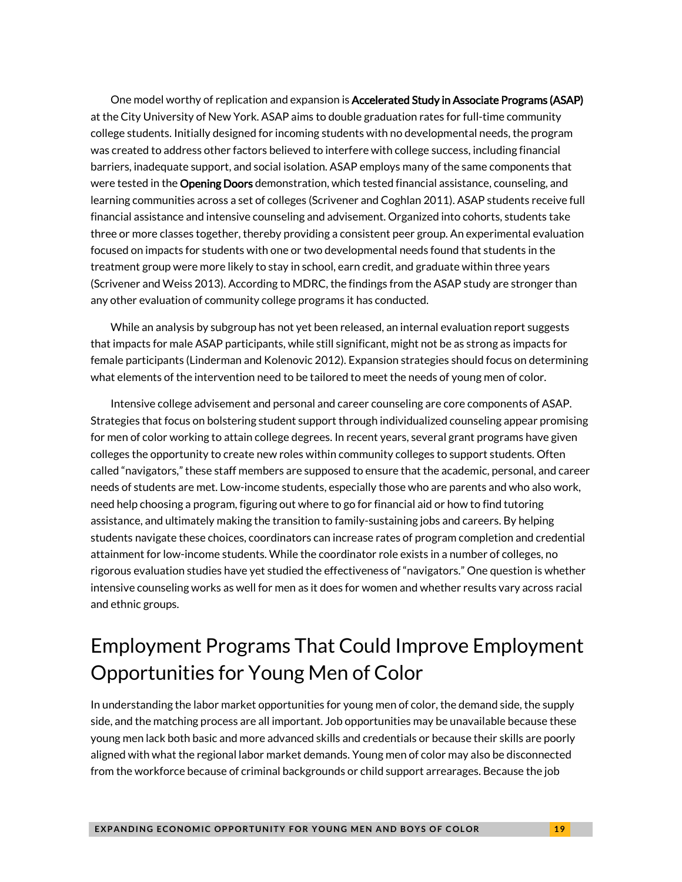One model worthy of replication and expansion is **Accelerated Study in Associate Programs (ASAP)** at the City University of New York. ASAP aims to double graduation rates for full-time community college students. Initially designed for incoming students with no developmental needs, the program was created to address other factors believed to interfere with college success, including financial barriers, inadequate support, and social isolation. ASAP employs many of the same components that were tested in the **Opening Doors** demonstration, which tested financial assistance, counseling, and learning communities across a set of colleges (Scrivener and Coghlan 2011). ASAP students receive full financial assistance and intensive counseling and advisement. Organized into cohorts, students take three or more classes together, thereby providing a consistent peer group. An experimental evaluation focused on impacts for students with one or two developmental needs found that students in the treatment group were more likely to stay in school, earn credit, and graduate within three years (Scrivener and Weiss 2013). According to MDRC, the findings from the ASAP study are stronger than any other evaluation of community college programs it has conducted.

While an analysis by subgroup has not yet been released, an internal evaluation report suggests that impacts for male ASAP participants, while still significant, might not be as strong as impacts for female participants (Linderman and Kolenovic 2012). Expansion strategies should focus on determining what elements of the intervention need to be tailored to meet the needs of young men of color.

Intensive college advisement and personal and career counseling are core components of ASAP. Strategies that focus on bolstering student support through individualized counseling appear promising for men of color working to attain college degrees. In recent years, several grant programs have given colleges the opportunity to create new roles within community colleges to support students. Often called "navigators," these staff members are supposed to ensure that the academic, personal, and career needs of students are met. Low-income students, especially those who are parents and who also work, need help choosing a program, figuring out where to go for financial aid or how to find tutoring assistance, and ultimately making the transition to family-sustaining jobs and careers. By helping students navigate these choices, coordinators can increase rates of program completion and credential attainment for low-income students. While the coordinator role exists in a number of colleges, no rigorous evaluation studies have yet studied the effectiveness of "navigators." One question is whether intensive counseling works as well for men as it does for women and whether results vary across racial and ethnic groups.

## Employment Programs That Could Improve Employment Opportunities for Young Men of Color

In understanding the labor market opportunities for young men of color, the demand side, the supply side, and the matching process are all important. Job opportunities may be unavailable because these young men lack both basic and more advanced skills and credentials or because their skills are poorly aligned with what the regional labor market demands. Young men of color may also be disconnected from the workforce because of criminal backgrounds or child support arrearages. Because the job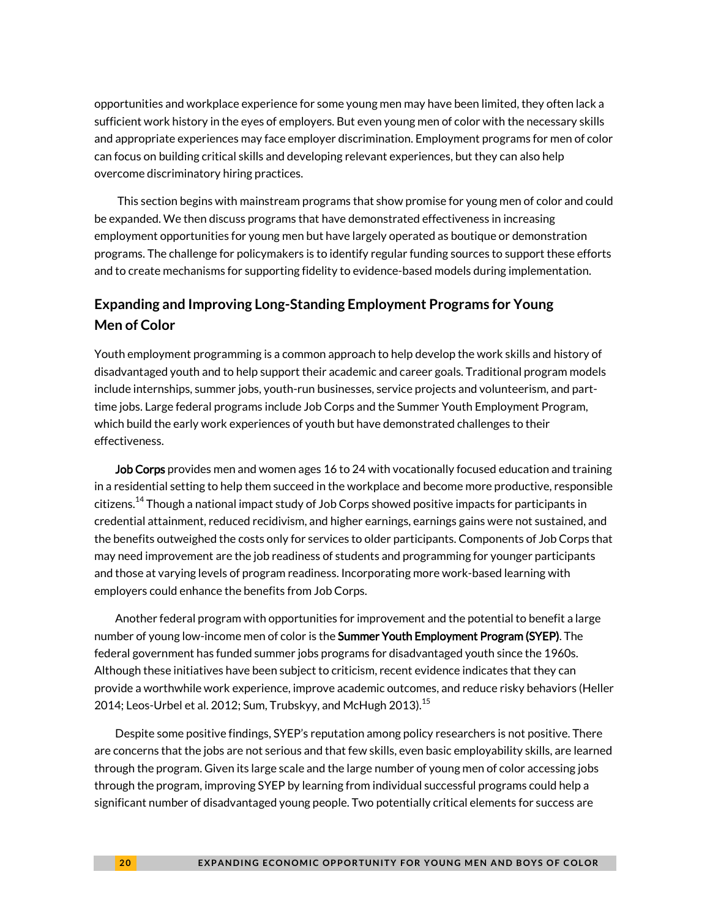opportunities and workplace experience for some young men may have been limited, they often lack a sufficient work history in the eyes of employers. But even young men of color with the necessary skills and appropriate experiences may face employer discrimination. Employment programs for men of color can focus on building critical skills and developing relevant experiences, but they can also help overcome discriminatory hiring practices.

This section begins with mainstream programs that show promise for young men of color and could be expanded. We then discuss programs that have demonstrated effectiveness in increasing employment opportunities for young men but have largely operated as boutique or demonstration programs. The challenge for policymakers is to identify regular funding sources to support these efforts and to create mechanisms for supporting fidelity to evidence-based models during implementation.

## Expanding and Improving Long-Standing Employment Programs for Young Men of Color

Youth employment programming is a common approach to help develop the work skills and history of disadvantaged youth and to help support their academic and career goals. Traditional program models include internships, summer jobs, youth-run businesses, service projects and volunteerism, and part-time jobs. Large federal programs include Job Corps and the Summer Youth Employment Program, which build the early work experiences of youth but have demonstrated challenges to their effectiveness.

**Job Corps** provides men and women ages 16 to 24 with vocationally focused education and training in a residential setting to help them succeed in the workplace and become more productive, responsible citizens.[14] Though a national impact study of Job Corps showed positive impacts for participants in credential attainment, reduced recidivism, and higher earnings, earnings gains were not sustained, and the benefits outweighed the costs only for services to older participants. Components of Job Corps that may need improvement are the job readiness of students and programming for younger participants and those at varying levels of program readiness. Incorporating more work-based learning with employers could enhance the benefits from Job Corps.

Another federal program with opportunities for improvement and the potential to benefit a large number of young low-income men of color is the **Summer Youth Employment Program (SYEP)**. The federal government has funded summer jobs programs for disadvantaged youth since the 1960s. Although these initiatives have been subject to criticism, recent evidence indicates that they can provide a worthwhile work experience, improve academic outcomes, and reduce risky behaviors (Heller 2014; Leos-Urbel et al. 2012; Sum, Trubskyy, and McHugh 2013).[15]

Despite some positive findings, SYEP's reputation among policy researchers is not positive. There are concerns that the jobs are not serious and that few skills, even basic employability skills, are learned through the program. Given its large scale and the large number of young men of color accessing jobs through the program, improving SYEP by learning from individual successful programs could help a significant number of disadvantaged young people. Two potentially critical elements for success are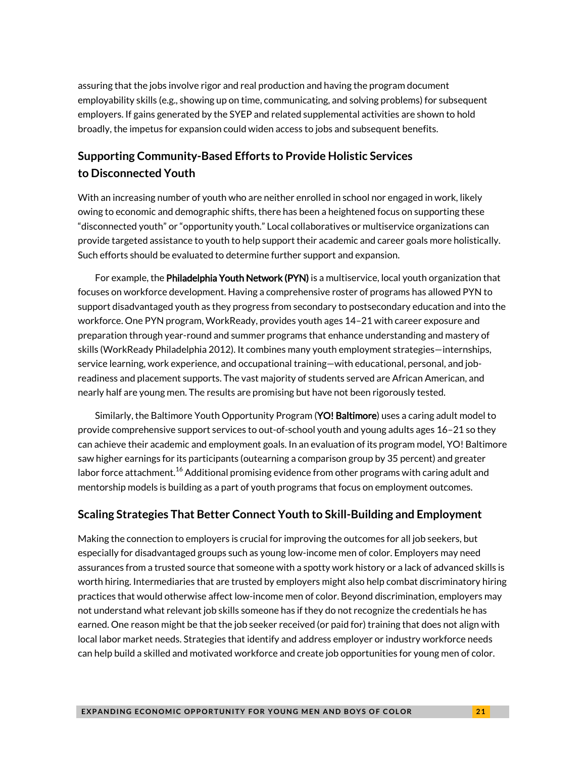assuring that the jobs involve rigor and real production and having the program document employability skills (e.g., showing up on time, communicating, and solving problems) for subsequent employers. If gains generated by the SYEP and related supplemental activities are shown to hold broadly, the impetus for expansion could widen access to jobs and subsequent benefits.

## Supporting Community-Based Efforts to Provide Holistic Services to Disconnected Youth

With an increasing number of youth who are neither enrolled in school nor engaged in work, likely owing to economic and demographic shifts, there has been a heightened focus on supporting these "disconnected youth" or "opportunity youth." Local collaboratives or multiservice organizations can provide targeted assistance to youth to help support their academic and career goals more holistically. Such efforts should be evaluated to determine further support and expansion.

For example, the **Philadelphia Youth Network (PYN)** is a multiservice, local youth organization that focuses on workforce development. Having a comprehensive roster of programs has allowed PYN to support disadvantaged youth as they progress from secondary to postsecondary education and into the workforce. One PYN program, WorkReady, provides youth ages 14–21 with career exposure and preparation through year-round and summer programs that enhance understanding and mastery of skills (WorkReady Philadelphia 2012). It combines many youth employment strategies—internships, service learning, work experience, and occupational training—with educational, personal, and job-readiness and placement supports. The vast majority of students served are African American, and nearly half are young men. The results are promising but have not been rigorously tested.

Similarly, the Baltimore Youth Opportunity Program (**YO! Baltimore**) uses a caring adult model to provide comprehensive support services to out-of-school youth and young adults ages 16–21 so they can achieve their academic and employment goals. In an evaluation of its program model, YO! Baltimore saw higher earnings for its participants (outearning a comparison group by 35 percent) and greater labor force attachment.[16] Additional promising evidence from other programs with caring adult and mentorship models is building as a part of youth programs that focus on employment outcomes.

## Scaling Strategies That Better Connect Youth to Skill-Building and Employment

Making the connection to employers is crucial for improving the outcomes for all job seekers, but especially for disadvantaged groups such as young low-income men of color. Employers may need assurances from a trusted source that someone with a spotty work history or a lack of advanced skills is worth hiring. Intermediaries that are trusted by employers might also help combat discriminatory hiring practices that would otherwise affect low-income men of color. Beyond discrimination, employers may not understand what relevant job skills someone has if they do not recognize the credentials he has earned. One reason might be that the job seeker received (or paid for) training that does not align with local labor market needs. Strategies that identify and address employer or industry workforce needs can help build a skilled and motivated workforce and create job opportunities for young men of color.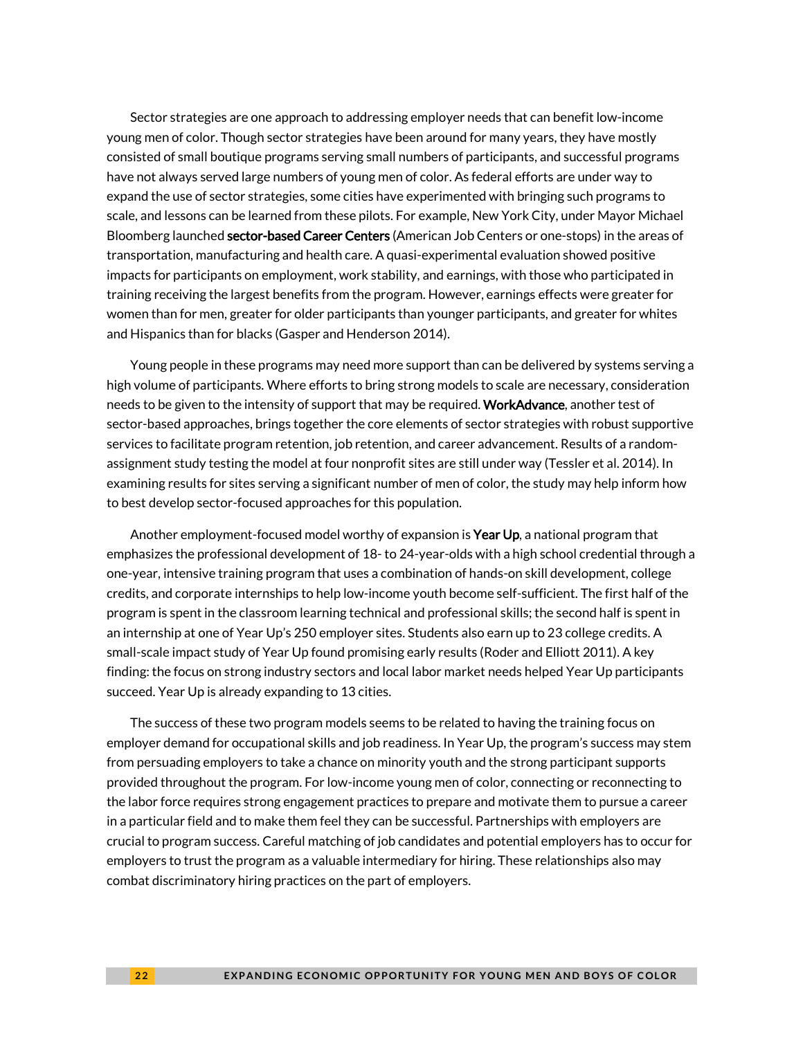Sector strategies are one approach to addressing employer needs that can benefit low-income young men of color. Though sector strategies have been around for many years, they have mostly consisted of small boutique programs serving small numbers of participants, and successful programs have not always served large numbers of young men of color. As federal efforts are under way to expand the use of sector strategies, some cities have experimented with bringing such programs to scale, and lessons can be learned from these pilots. For example, New York City, under Mayor Michael Bloomberg launched **sector-based Career Centers** (American Job Centers or one-stops) in the areas of transportation, manufacturing and health care. A quasi-experimental evaluation showed positive impacts for participants on employment, work stability, and earnings, with those who participated in training receiving the largest benefits from the program. However, earnings effects were greater for women than for men, greater for older participants than younger participants, and greater for whites and Hispanics than for blacks (Gasper and Henderson 2014).

Young people in these programs may need more support than can be delivered by systems serving a high volume of participants. Where efforts to bring strong models to scale are necessary, consideration needs to be given to the intensity of support that may be required. **WorkAdvance**, another test of sector-based approaches, brings together the core elements of sector strategies with robust supportive services to facilitate program retention, job retention, and career advancement. Results of a random-assignment study testing the model at four nonprofit sites are still under way (Tessler et al. 2014). In examining results for sites serving a significant number of men of color, the study may help inform how to best develop sector-focused approaches for this population.

Another employment-focused model worthy of expansion is **Year Up**, a national program that emphasizes the professional development of 18- to 24-year-olds with a high school credential through a one-year, intensive training program that uses a combination of hands-on skill development, college credits, and corporate internships to help low-income youth become self-sufficient. The first half of the program is spent in the classroom learning technical and professional skills; the second half is spent in an internship at one of Year Up's 250 employer sites. Students also earn up to 23 college credits. A small-scale impact study of Year Up found promising early results (Roder and Elliott 2011). A key finding: the focus on strong industry sectors and local labor market needs helped Year Up participants succeed. Year Up is already expanding to 13 cities.

The success of these two program models seems to be related to having the training focus on employer demand for occupational skills and job readiness. In Year Up, the program's success may stem from persuading employers to take a chance on minority youth and the strong participant supports provided throughout the program. For low-income young men of color, connecting or reconnecting to the labor force requires strong engagement practices to prepare and motivate them to pursue a career in a particular field and to make them feel they can be successful. Partnerships with employers are crucial to program success. Careful matching of job candidates and potential employers has to occur for employers to trust the program as a valuable intermediary for hiring. These relationships also may combat discriminatory hiring practices on the part of employers.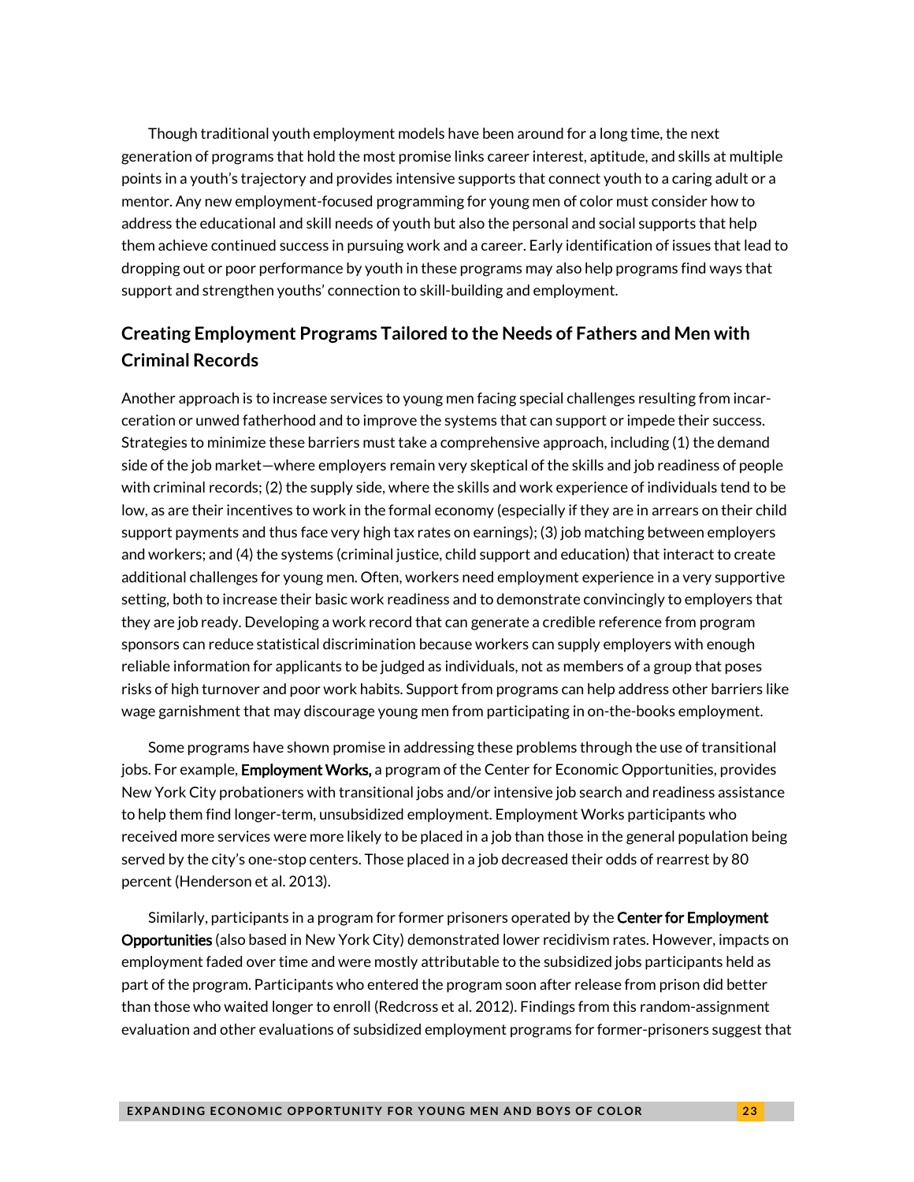Though traditional youth employment models have been around for a long time, the next generation of programs that hold the most promise links career interest, aptitude, and skills at multiple points in a youth's trajectory and provides intensive supports that connect youth to a caring adult or a mentor. Any new employment-focused programming for young men of color must consider how to address the educational and skill needs of youth but also the personal and social supports that help them achieve continued success in pursuing work and a career. Early identification of issues that lead to dropping out or poor performance by youth in these programs may also help programs find ways that support and strengthen youths' connection to skill-building and employment.

## Creating Employment Programs Tailored to the Needs of Fathers and Men with Criminal Records

Another approach is to increase services to young men facing special challenges resulting from incarceration or unwed fatherhood and to improve the systems that can support or impede their success. Strategies to minimize these barriers must take a comprehensive approach, including (1) the demand side of the job market—where employers remain very skeptical of the skills and job readiness of people with criminal records; (2) the supply side, where the skills and work experience of individuals tend to be low, as are their incentives to work in the formal economy (especially if they are in arrears on their child support payments and thus face very high tax rates on earnings); (3) job matching between employers and workers; and (4) the systems (criminal justice, child support and education) that interact to create additional challenges for young men. Often, workers need employment experience in a very supportive setting, both to increase their basic work readiness and to demonstrate convincingly to employers that they are job ready. Developing a work record that can generate a credible reference from program sponsors can reduce statistical discrimination because workers can supply employers with enough reliable information for applicants to be judged as individuals, not as members of a group that poses risks of high turnover and poor work habits. Support from programs can help address other barriers like wage garnishment that may discourage young men from participating in on-the-books employment.

Some programs have shown promise in addressing these problems through the use of transitional jobs. For example, **Employment Works,** a program of the Center for Economic Opportunities, provides New York City probationers with transitional jobs and/or intensive job search and readiness assistance to help them find longer-term, unsubsidized employment. Employment Works participants who received more services were more likely to be placed in a job than those in the general population being served by the city's one-stop centers. Those placed in a job decreased their odds of rearrest by 80 percent (Henderson et al. 2013).

Similarly, participants in a program for former prisoners operated by the **Center for Employment Opportunities** (also based in New York City) demonstrated lower recidivism rates. However, impacts on employment faded over time and were mostly attributable to the subsidized jobs participants held as part of the program. Participants who entered the program soon after release from prison did better than those who waited longer to enroll (Redcross et al. 2012). Findings from this random-assignment evaluation and other evaluations of subsidized employment programs for former-prisoners suggest that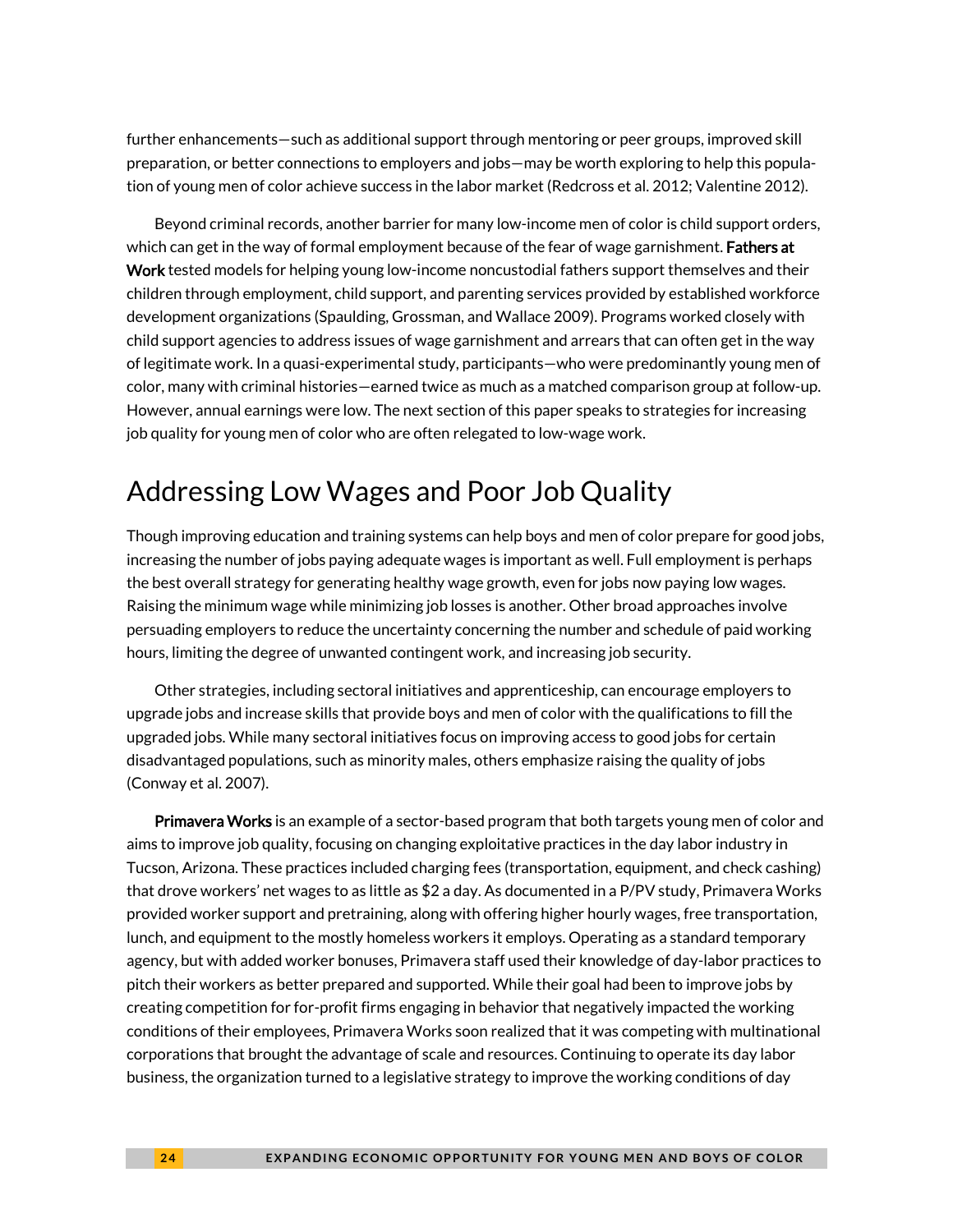further enhancements—such as additional support through mentoring or peer groups, improved skill preparation, or better connections to employers and jobs—may be worth exploring to help this population of young men of color achieve success in the labor market (Redcross et al. 2012; Valentine 2012).

Beyond criminal records, another barrier for many low-income men of color is child support orders, which can get in the way of formal employment because of the fear of wage garnishment. **Fathers at Work** tested models for helping young low-income noncustodial fathers support themselves and their children through employment, child support, and parenting services provided by established workforce development organizations (Spaulding, Grossman, and Wallace 2009). Programs worked closely with child support agencies to address issues of wage garnishment and arrears that can often get in the way of legitimate work. In a quasi-experimental study, participants—who were predominantly young men of color, many with criminal histories—earned twice as much as a matched comparison group at follow-up. However, annual earnings were low. The next section of this paper speaks to strategies for increasing job quality for young men of color who are often relegated to low-wage work.

## Addressing Low Wages and Poor Job Quality

Though improving education and training systems can help boys and men of color prepare for good jobs, increasing the number of jobs paying adequate wages is important as well. Full employment is perhaps the best overall strategy for generating healthy wage growth, even for jobs now paying low wages. Raising the minimum wage while minimizing job losses is another. Other broad approaches involve persuading employers to reduce the uncertainty concerning the number and schedule of paid working hours, limiting the degree of unwanted contingent work, and increasing job security.

Other strategies, including sectoral initiatives and apprenticeship, can encourage employers to upgrade jobs and increase skills that provide boys and men of color with the qualifications to fill the upgraded jobs. While many sectoral initiatives focus on improving access to good jobs for certain disadvantaged populations, such as minority males, others emphasize raising the quality of jobs (Conway et al. 2007).

**Primavera Works** is an example of a sector-based program that both targets young men of color and aims to improve job quality, focusing on changing exploitative practices in the day labor industry in Tucson, Arizona. These practices included charging fees (transportation, equipment, and check cashing) that drove workers' net wages to as little as $2 a day. As documented in a P/PV study, Primavera Works provided worker support and pretraining, along with offering higher hourly wages, free transportation, lunch, and equipment to the mostly homeless workers it employs. Operating as a standard temporary agency, but with added worker bonuses, Primavera staff used their knowledge of day-labor practices to pitch their workers as better prepared and supported. While their goal had been to improve jobs by creating competition for for-profit firms engaging in behavior that negatively impacted the working conditions of their employees, Primavera Works soon realized that it was competing with multinational corporations that brought the advantage of scale and resources. Continuing to operate its day labor business, the organization turned to a legislative strategy to improve the working conditions of day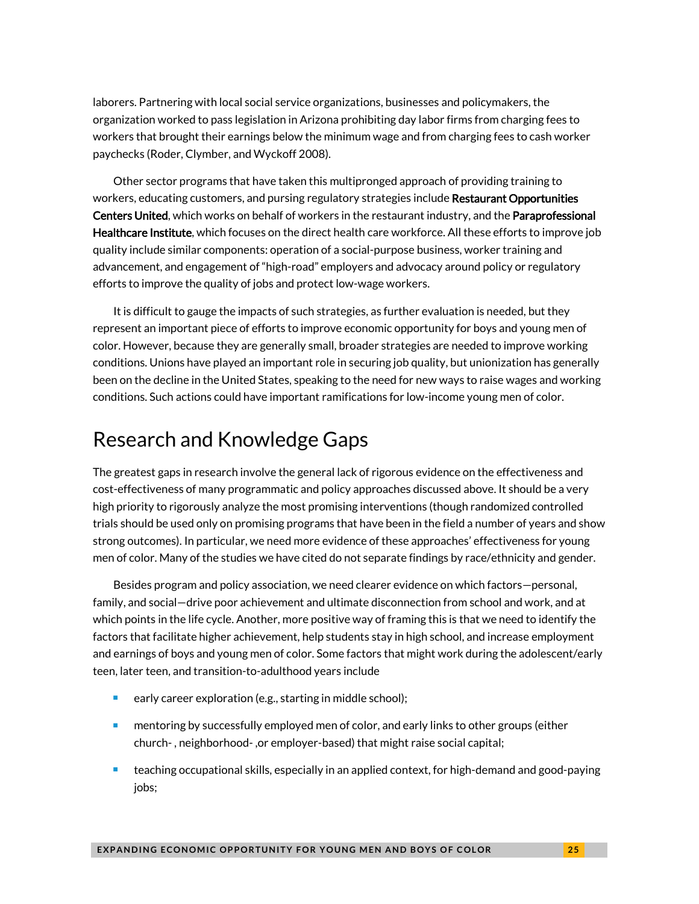laborers. Partnering with local social service organizations, businesses and policymakers, the organization worked to pass legislation in Arizona prohibiting day labor firms from charging fees to workers that brought their earnings below the minimum wage and from charging fees to cash worker paychecks (Roder, Clymber, and Wyckoff 2008).

Other sector programs that have taken this multipronged approach of providing training to workers, educating customers, and pursing regulatory strategies include **Restaurant Opportunities Centers United**, which works on behalf of workers in the restaurant industry, and the **Paraprofessional Healthcare Institute**, which focuses on the direct health care workforce. All these efforts to improve job quality include similar components: operation of a social-purpose business, worker training and advancement, and engagement of "high-road" employers and advocacy around policy or regulatory efforts to improve the quality of jobs and protect low-wage workers.

It is difficult to gauge the impacts of such strategies, as further evaluation is needed, but they represent an important piece of efforts to improve economic opportunity for boys and young men of color. However, because they are generally small, broader strategies are needed to improve working conditions. Unions have played an important role in securing job quality, but unionization has generally been on the decline in the United States, speaking to the need for new ways to raise wages and working conditions. Such actions could have important ramifications for low-income young men of color.

## Research and Knowledge Gaps

The greatest gaps in research involve the general lack of rigorous evidence on the effectiveness and cost-effectiveness of many programmatic and policy approaches discussed above. It should be a very high priority to rigorously analyze the most promising interventions (though randomized controlled trials should be used only on promising programs that have been in the field a number of years and show strong outcomes). In particular, we need more evidence of these approaches' effectiveness for young men of color. Many of the studies we have cited do not separate findings by race/ethnicity and gender.

Besides program and policy association, we need clearer evidence on which factors—personal, family, and social—drive poor achievement and ultimate disconnection from school and work, and at which points in the life cycle. Another, more positive way of framing this is that we need to identify the factors that facilitate higher achievement, help students stay in high school, and increase employment and earnings of boys and young men of color. Some factors that might work during the adolescent/early teen, later teen, and transition-to-adulthood years include

- early career exploration (e.g., starting in middle school);
- mentoring by successfully employed men of color, and early links to other groups (either church- , neighborhood- ,or employer-based) that might raise social capital;
- teaching occupational skills, especially in an applied context, for high-demand and good-paying jobs;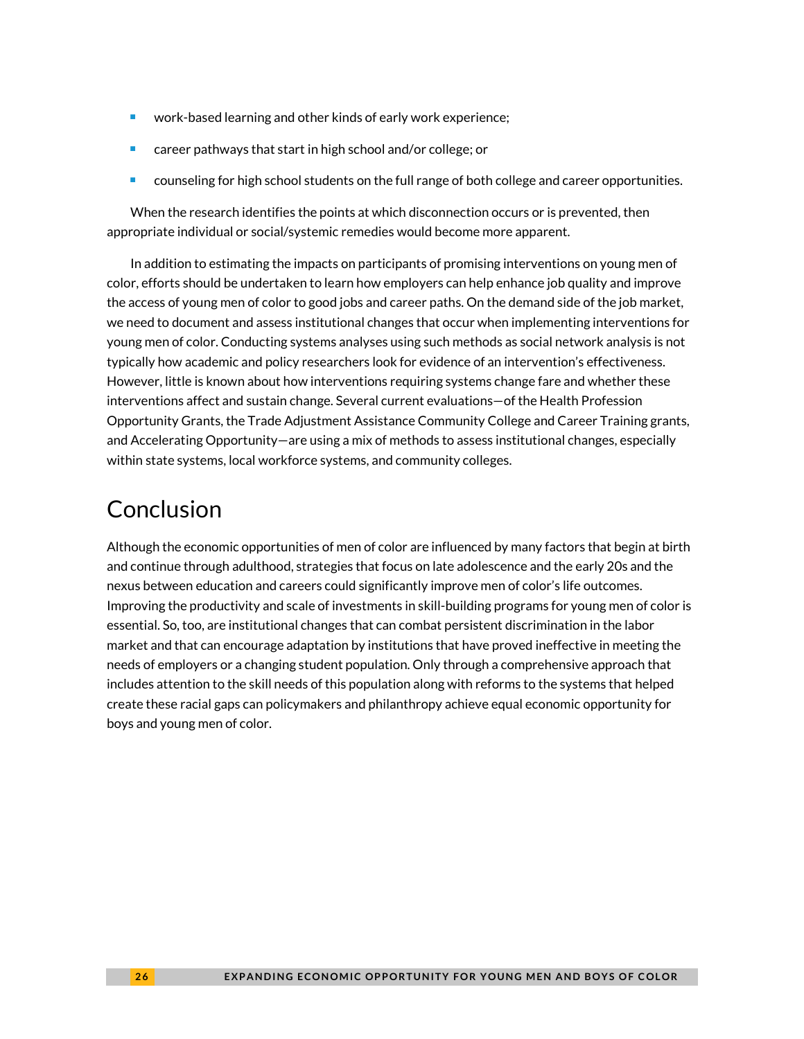- work-based learning and other kinds of early work experience;
- career pathways that start in high school and/or college; or
- counseling for high school students on the full range of both college and career opportunities.

When the research identifies the points at which disconnection occurs or is prevented, then appropriate individual or social/systemic remedies would become more apparent.

In addition to estimating the impacts on participants of promising interventions on young men of color, efforts should be undertaken to learn how employers can help enhance job quality and improve the access of young men of color to good jobs and career paths. On the demand side of the job market, we need to document and assess institutional changes that occur when implementing interventions for young men of color. Conducting systems analyses using such methods as social network analysis is not typically how academic and policy researchers look for evidence of an intervention's effectiveness. However, little is known about how interventions requiring systems change fare and whether these interventions affect and sustain change. Several current evaluations—of the Health Profession Opportunity Grants, the Trade Adjustment Assistance Community College and Career Training grants, and Accelerating Opportunity—are using a mix of methods to assess institutional changes, especially within state systems, local workforce systems, and community colleges.

# Conclusion

Although the economic opportunities of men of color are influenced by many factors that begin at birth and continue through adulthood, strategies that focus on late adolescence and the early 20s and the nexus between education and careers could significantly improve men of color's life outcomes. Improving the productivity and scale of investments in skill-building programs for young men of color is essential. So, too, are institutional changes that can combat persistent discrimination in the labor market and that can encourage adaptation by institutions that have proved ineffective in meeting the needs of employers or a changing student population. Only through a comprehensive approach that includes attention to the skill needs of this population along with reforms to the systems that helped create these racial gaps can policymakers and philanthropy achieve equal economic opportunity for boys and young men of color.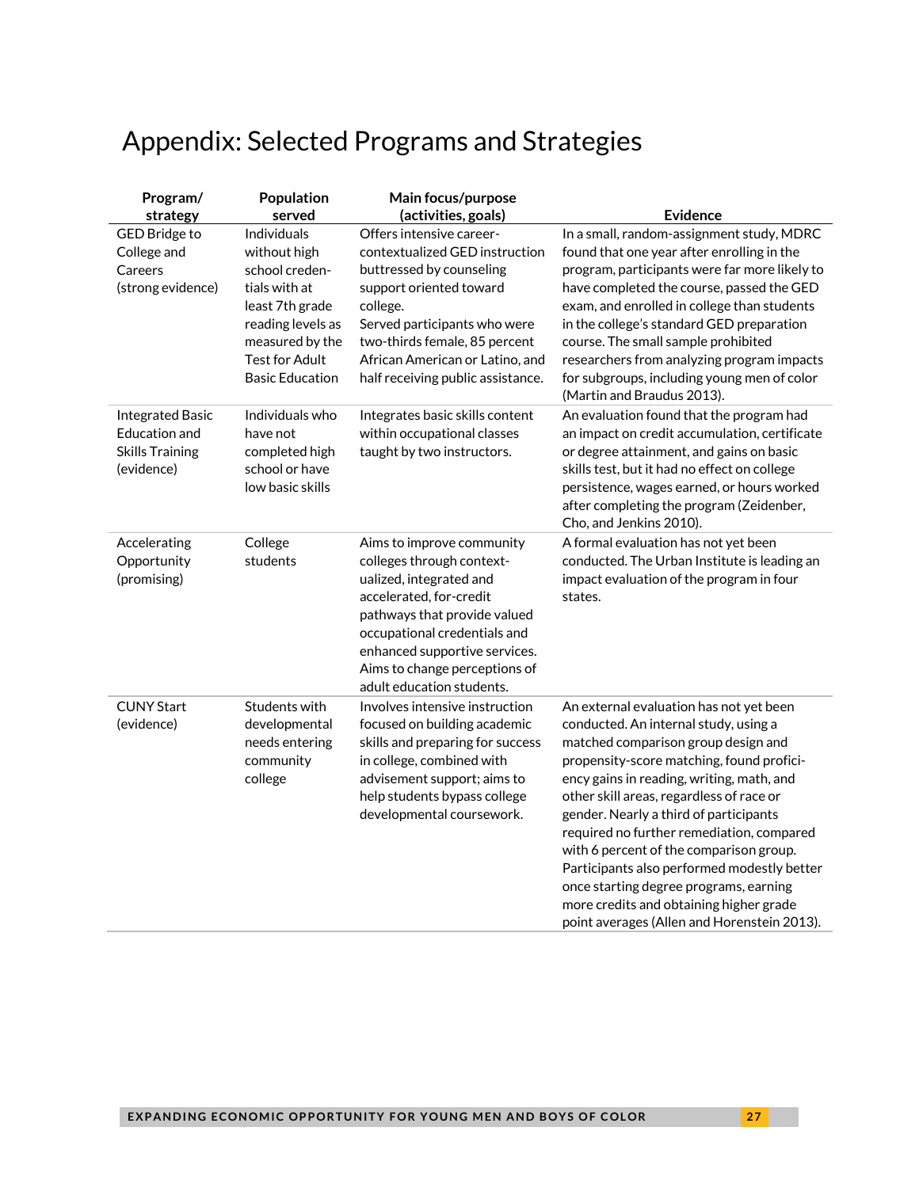# Appendix: Selected Programs and Strategies

| Program/ strategy | Population served | Main focus/purpose (activities, goals) | Evidence |
|---|---|---|---|
| GED Bridge to College and Careers (strong evidence) | Individuals without high school credentials with at least 7th grade reading levels as measured by the Test for Adult Basic Education | Offers intensive career-contextualized GED instruction buttressed by counseling support oriented toward college. Served participants who were two-thirds female, 85 percent African American or Latino, and half receiving public assistance. | In a small, random-assignment study, MDRC found that one year after enrolling in the program, participants were far more likely to have completed the course, passed the GED exam, and enrolled in college than students in the college's standard GED preparation course. The small sample prohibited researchers from analyzing program impacts for subgroups, including young men of color (Martin and Braudus 2013). |
| Integrated Basic Education and Skills Training (evidence) | Individuals who have not completed high school or have low basic skills | Integrates basic skills content within occupational classes taught by two instructors. | An evaluation found that the program had an impact on credit accumulation, certificate or degree attainment, and gains on basic skills test, but it had no effect on college persistence, wages earned, or hours worked after completing the program (Zeidenberg, Cho, and Jenkins 2010). |
| Accelerating Opportunity (promising) | College students | Aims to improve community colleges through contextualized, integrated and accelerated, for-credit pathways that provide valued occupational credentials and enhanced supportive services. Aims to change perceptions of adult education students. | A formal evaluation has not yet been conducted. The Urban Institute is leading an impact evaluation of the program in four states. |
| CUNY Start (evidence) | Students with developmental needs entering community college | Involves intensive instruction focused on building academic skills and preparing for success in college, combined with advisement support; aims to help students bypass college developmental coursework. | An external evaluation has not yet been conducted. An internal study, using a matched comparison group design and propensity-score matching, found proficiency gains in reading, writing, math, and other skill areas, regardless of race or gender. Nearly a third of participants required no further remediation, compared with 6 percent of the comparison group. Participants also performed modestly better once starting degree programs, earning more credits and obtaining higher grade point averages (Allen and Horenstein 2013). |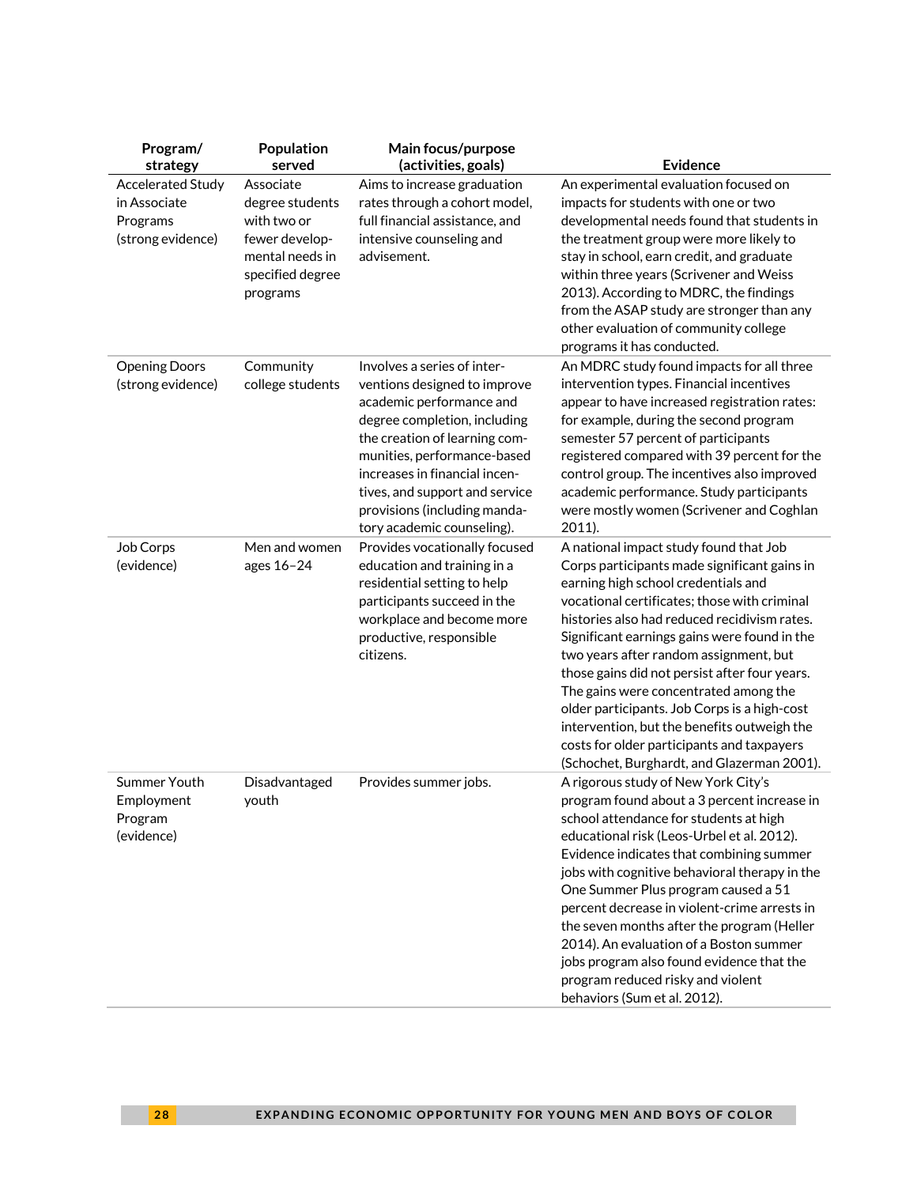| Program/ strategy | Population served | Main focus/purpose (activities, goals) | Evidence |
|---|---|---|---|
| Accelerated Study in Associate Programs (strong evidence) | Associate degree students with two or fewer developmental needs in specified degree programs | Aims to increase graduation rates through a cohort model, full financial assistance, and intensive counseling and advisement. | An experimental evaluation focused on impacts for students with one or two developmental needs found that students in the treatment group were more likely to stay in school, earn credit, and graduate within three years (Scrivener and Weiss 2013). According to MDRC, the findings from the ASAP study are stronger than any other evaluation of community college programs it has conducted. |
| Opening Doors (strong evidence) | Community college students | Involves a series of interventions designed to improve academic performance and degree completion, including the creation of learning communities, performance-based increases in financial incentives, and support and service provisions (including mandatory academic counseling). | An MDRC study found impacts for all three intervention types. Financial incentives appear to have increased registration rates: for example, during the second program semester 57 percent of participants registered compared with 39 percent for the control group. The incentives also improved academic performance. Study participants were mostly women (Scrivener and Coghlan 2011). |
| Job Corps (evidence) | Men and women ages 16–24 | Provides vocationally focused education and training in a residential setting to help participants succeed in the workplace and become more productive, responsible citizens. | A national impact study found that Job Corps participants made significant gains in earning high school credentials and vocational certificates; those with criminal histories also had reduced recidivism rates. Significant earnings gains were found in the two years after random assignment, but those gains did not persist after four years. The gains were concentrated among the older participants. Job Corps is a high-cost intervention, but the benefits outweigh the costs for older participants and taxpayers (Schochet, Burghardt, and Glazerman 2001). |
| Summer Youth Employment Program (evidence) | Disadvantaged youth | Provides summer jobs. | A rigorous study of New York City's program found about a 3 percent increase in school attendance for students at high educational risk (Leos-Urbel et al. 2012). Evidence indicates that combining summer jobs with cognitive behavioral therapy in the One Summer Plus program caused a 51 percent decrease in violent-crime arrests in the seven months after the program (Heller 2014). An evaluation of a Boston summer jobs program also found evidence that the program reduced risky and violent behaviors (Sum et al. 2012). |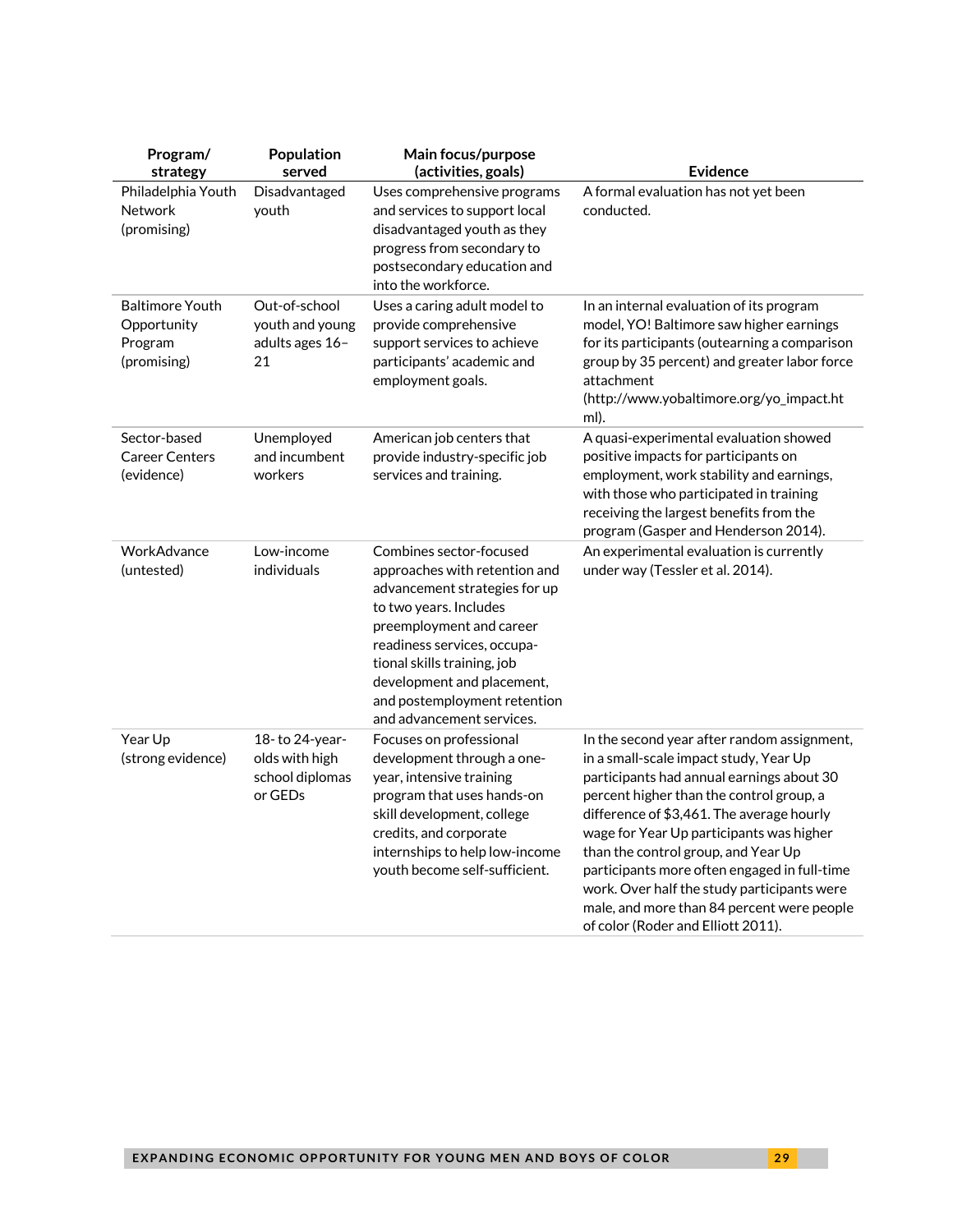| Program/ strategy | Population served | Main focus/purpose (activities, goals) | Evidence |
|---|---|---|---|
| Philadelphia Youth Network (promising) | Disadvantaged youth | Uses comprehensive programs and services to support local disadvantaged youth as they progress from secondary to postsecondary education and into the workforce. | A formal evaluation has not yet been conducted. |
| Baltimore Youth Opportunity Program (promising) | Out-of-school youth and young adults ages 16–21 | Uses a caring adult model to provide comprehensive support services to achieve participants' academic and employment goals. | In an internal evaluation of its program model, YO! Baltimore saw higher earnings for its participants (outearning a comparison group by 35 percent) and greater labor force attachment (http://www.yobaltimore.org/yo_impact.html). |
| Sector-based Career Centers (evidence) | Unemployed and incumbent workers | American job centers that provide industry-specific job services and training. | A quasi-experimental evaluation showed positive impacts for participants on employment, work stability and earnings, with those who participated in training receiving the largest benefits from the program (Gasper and Henderson 2014). |
| WorkAdvance (untested) | Low-income individuals | Combines sector-focused approaches with retention and advancement strategies for up to two years. Includes preemployment and career readiness services, occupational skills training, job development and placement, and postemployment retention and advancement services. | An experimental evaluation is currently under way (Tessler et al. 2014). |
| Year Up (strong evidence) | 18- to 24-year-olds with high school diplomas or GEDs | Focuses on professional development through a one-year, intensive training program that uses hands-on skill development, college credits, and corporate internships to help low-income youth become self-sufficient. | In the second year after random assignment, in a small-scale impact study, Year Up participants had annual earnings about 30 percent higher than the control group, a difference of $3,461. The average hourly wage for Year Up participants was higher than the control group, and Year Up participants more often engaged in full-time work. Over half the study participants were male, and more than 84 percent were people of color (Roder and Elliott 2011). |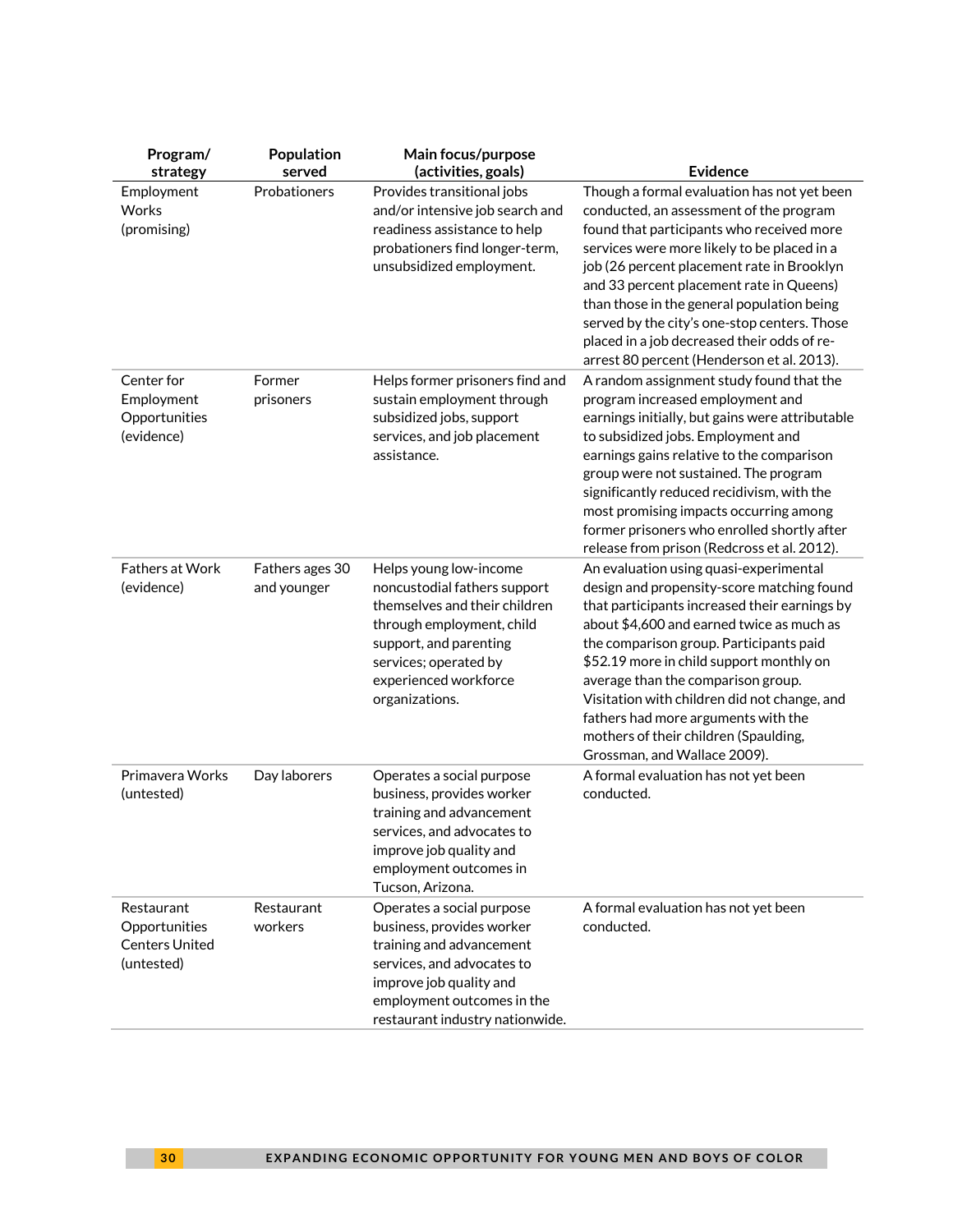| Program/ strategy | Population served | Main focus/purpose (activities, goals) | Evidence |
|---|---|---|---|
| Employment Works (promising) | Probationers | Provides transitional jobs and/or intensive job search and readiness assistance to help probationers find longer-term, unsubsidized employment. | Though a formal evaluation has not yet been conducted, an assessment of the program found that participants who received more services were more likely to be placed in a job (26 percent placement rate in Brooklyn and 33 percent placement rate in Queens) than those in the general population being served by the city's one-stop centers. Those placed in a job decreased their odds of re-arrest 80 percent (Henderson et al. 2013). |
| Center for Employment Opportunities (evidence) | Former prisoners | Helps former prisoners find and sustain employment through subsidized jobs, support services, and job placement assistance. | A random assignment study found that the program increased employment and earnings initially, but gains were attributable to subsidized jobs. Employment and earnings gains relative to the comparison group were not sustained. The program significantly reduced recidivism, with the most promising impacts occurring among former prisoners who enrolled shortly after release from prison (Redcross et al. 2012). |
| Fathers at Work (evidence) | Fathers ages 30 and younger | Helps young low-income noncustodial fathers support themselves and their children through employment, child support, and parenting services; operated by experienced workforce organizations. | An evaluation using quasi-experimental design and propensity-score matching found that participants increased their earnings by about $4,600 and earned twice as much as the comparison group. Participants paid $52.19 more in child support monthly on average than the comparison group. Visitation with children did not change, and fathers had more arguments with the mothers of their children (Spaulding, Grossman, and Wallace 2009). |
| Primavera Works (untested) | Day laborers | Operates a social purpose business, provides worker training and advancement services, and advocates to improve job quality and employment outcomes in Tucson, Arizona. | A formal evaluation has not yet been conducted. |
| Restaurant Opportunities Centers United (untested) | Restaurant workers | Operates a social purpose business, provides worker training and advancement services, and advocates to improve job quality and employment outcomes in the restaurant industry nationwide. | A formal evaluation has not yet been conducted. |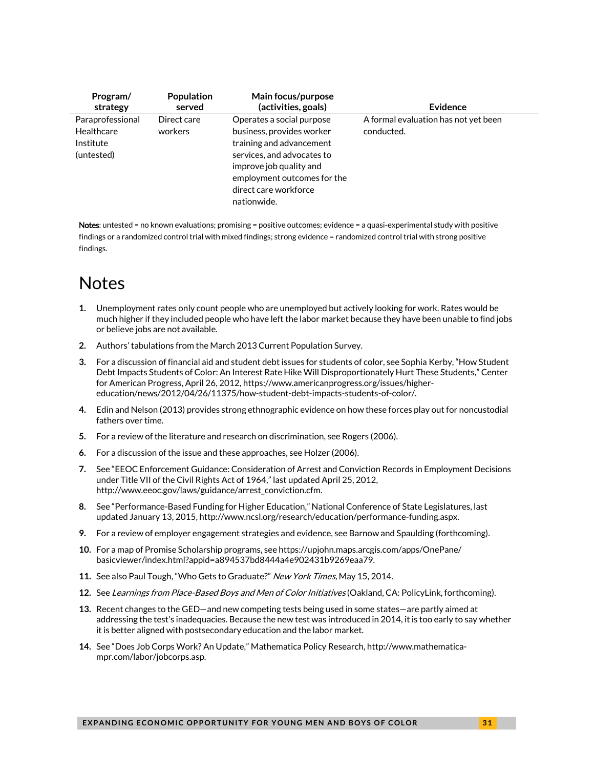| Program/ strategy | Population served | Main focus/purpose (activities, goals) | Evidence |
|---|---|---|---|
| Paraprofessional Healthcare Institute (untested) | Direct care workers | Operates a social purpose business, provides worker training and advancement services, and advocates to improve job quality and employment outcomes for the direct care workforce nationwide. | A formal evaluation has not yet been conducted. |

**Notes**: untested = no known evaluations; promising = positive outcomes; evidence = a quasi-experimental study with positive findings or a randomized control trial with mixed findings; strong evidence = randomized control trial with strong positive findings.

# Notes

1. Unemployment rates only count people who are unemployed but actively looking for work. Rates would be much higher if they included people who have left the labor market because they have been unable to find jobs or believe jobs are not available.
2. Authors' tabulations from the March 2013 Current Population Survey.
3. For a discussion of financial aid and student debt issues for students of color, see Sophia Kerby, "How Student Debt Impacts Students of Color: An Interest Rate Hike Will Disproportionately Hurt These Students," Center for American Progress, April 26, 2012, https://www.americanprogress.org/issues/higher-education/news/2012/04/26/11375/how-student-debt-impacts-students-of-color/.
4. Edin and Nelson (2013) provides strong ethnographic evidence on how these forces play out for noncustodial fathers over time.
5. For a review of the literature and research on discrimination, see Rogers (2006).
6. For a discussion of the issue and these approaches, see Holzer (2006).
7. See "EEOC Enforcement Guidance: Consideration of Arrest and Conviction Records in Employment Decisions under Title VII of the Civil Rights Act of 1964," last updated April 25, 2012, http://www.eeoc.gov/laws/guidance/arrest_conviction.cfm.
8. See "Performance-Based Funding for Higher Education," National Conference of State Legislatures, last updated January 13, 2015, http://www.ncsl.org/research/education/performance-funding.aspx.
9. For a review of employer engagement strategies and evidence, see Barnow and Spaulding (forthcoming).
10. For a map of Promise Scholarship programs, see https://upjohn.maps.arcgis.com/apps/OnePane/basicviewer/index.html?appid=a894537bd8444a4e902431b9269eaa79.
11. See also Paul Tough, "Who Gets to Graduate?" *New York Times,* May 15, 2014.
12. See *Learnings from Place-Based Boys and Men of Color Initiatives* (Oakland, CA: PolicyLink, forthcoming).
13. Recent changes to the GED—and new competing tests being used in some states—are partly aimed at addressing the test's inadequacies. Because the new test was introduced in 2014, it is too early to say whether it is better aligned with postsecondary education and the labor market.
14. See "Does Job Corps Work? An Update," Mathematica Policy Research, http://www.mathematica-mpr.com/labor/jobcorps.asp.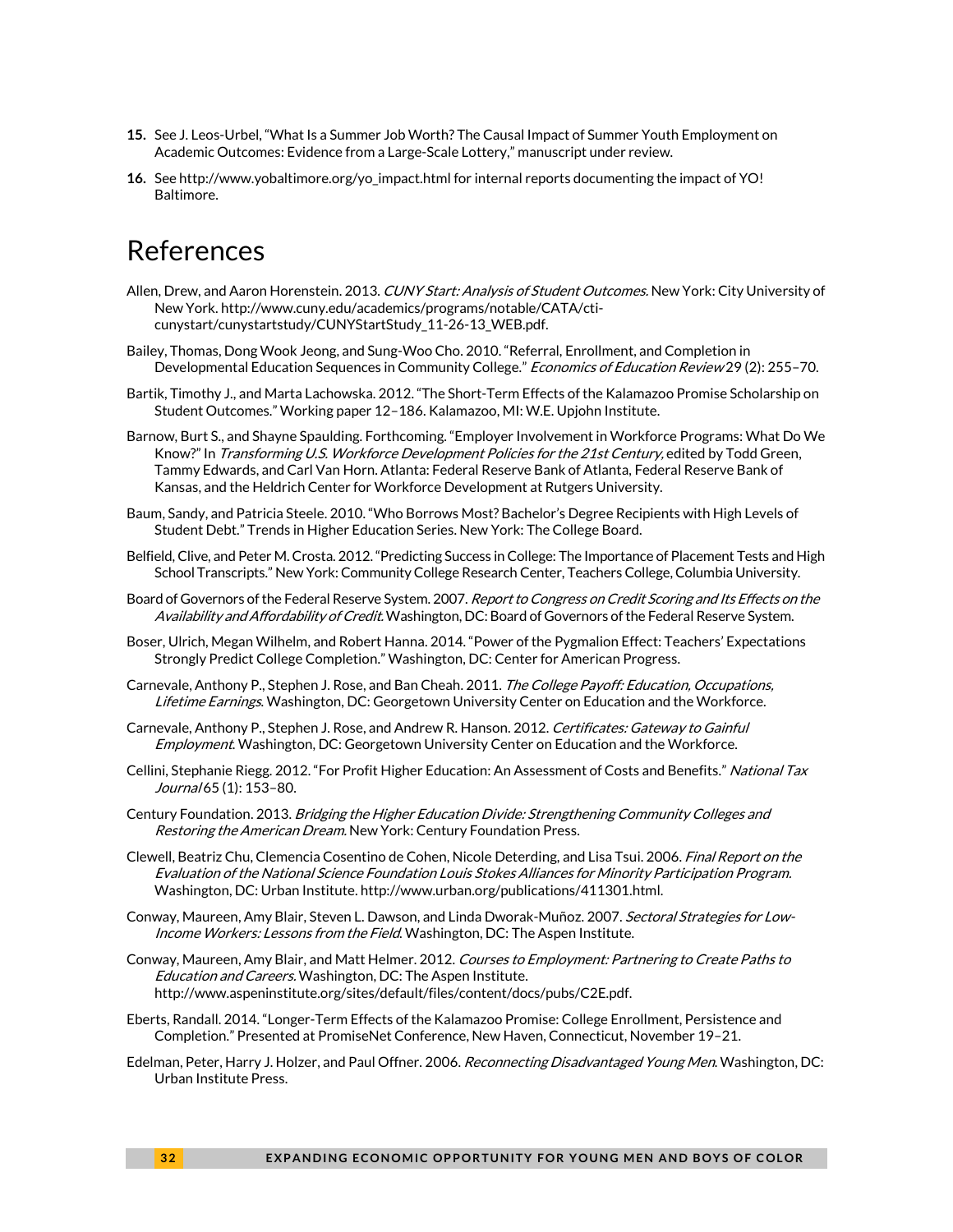15. See J. Leos-Urbel, "What Is a Summer Job Worth? The Causal Impact of Summer Youth Employment on Academic Outcomes: Evidence from a Large-Scale Lottery," manuscript under review.

16. See http://www.yobaltimore.org/yo_impact.html for internal reports documenting the impact of YO! Baltimore.

# References

Allen, Drew, and Aaron Horenstein. 2013. *CUNY Start: Analysis of Student Outcomes*. New York: City University of New York. http://www.cuny.edu/academics/programs/notable/CATA/cti-cunystart/cunystartstudy/CUNYStartStudy_11-26-13_WEB.pdf.

Bailey, Thomas, Dong Wook Jeong, and Sung-Woo Cho. 2010. "Referral, Enrollment, and Completion in Developmental Education Sequences in Community College." *Economics of Education Review* 29 (2): 255–70.

Bartik, Timothy J., and Marta Lachowska. 2012. "The Short-Term Effects of the Kalamazoo Promise Scholarship on Student Outcomes." Working paper 12–186. Kalamazoo, MI: W.E. Upjohn Institute.

Barnow, Burt S., and Shayne Spaulding. Forthcoming. "Employer Involvement in Workforce Programs: What Do We Know?" In *Transforming U.S. Workforce Development Policies for the 21st Century*, edited by Todd Green, Tammy Edwards, and Carl Van Horn. Atlanta: Federal Reserve Bank of Atlanta, Federal Reserve Bank of Kansas, and the Heldrich Center for Workforce Development at Rutgers University.

Baum, Sandy, and Patricia Steele. 2010. "Who Borrows Most? Bachelor's Degree Recipients with High Levels of Student Debt." Trends in Higher Education Series. New York: The College Board.

Belfield, Clive, and Peter M. Crosta. 2012. "Predicting Success in College: The Importance of Placement Tests and High School Transcripts." New York: Community College Research Center, Teachers College, Columbia University.

Board of Governors of the Federal Reserve System. 2007. *Report to Congress on Credit Scoring and Its Effects on the Availability and Affordability of Credit*. Washington, DC: Board of Governors of the Federal Reserve System.

Boser, Ulrich, Megan Wilhelm, and Robert Hanna. 2014. "Power of the Pygmalion Effect: Teachers' Expectations Strongly Predict College Completion." Washington, DC: Center for American Progress.

Carnevale, Anthony P., Stephen J. Rose, and Ban Cheah. 2011. *The College Payoff: Education, Occupations, Lifetime Earnings*. Washington, DC: Georgetown University Center on Education and the Workforce.

Carnevale, Anthony P., Stephen J. Rose, and Andrew R. Hanson. 2012. *Certificates: Gateway to Gainful Employment*. Washington, DC: Georgetown University Center on Education and the Workforce.

Cellini, Stephanie Riegg. 2012. "For Profit Higher Education: An Assessment of Costs and Benefits." *National Tax Journal* 65 (1): 153–80.

Century Foundation. 2013. *Bridging the Higher Education Divide: Strengthening Community Colleges and Restoring the American Dream*. New York: Century Foundation Press.

Clewell, Beatriz Chu, Clemencia Cosentino de Cohen, Nicole Deterding, and Lisa Tsui. 2006. *Final Report on the Evaluation of the National Science Foundation Louis Stokes Alliances for Minority Participation Program*. Washington, DC: Urban Institute. http://www.urban.org/publications/411301.html.

Conway, Maureen, Amy Blair, Steven L. Dawson, and Linda Dworak-Muñoz. 2007. *Sectoral Strategies for Low-Income Workers: Lessons from the Field*. Washington, DC: The Aspen Institute.

Conway, Maureen, Amy Blair, and Matt Helmer. 2012. *Courses to Employment: Partnering to Create Paths to Education and Careers.* Washington, DC: The Aspen Institute. http://www.aspeninstitute.org/sites/default/files/content/docs/pubs/C2E.pdf.

Eberts, Randall. 2014. "Longer-Term Effects of the Kalamazoo Promise: College Enrollment, Persistence and Completion." Presented at PromiseNet Conference, New Haven, Connecticut, November 19–21.

Edelman, Peter, Harry J. Holzer, and Paul Offner. 2006. *Reconnecting Disadvantaged Young Men*. Washington, DC: Urban Institute Press.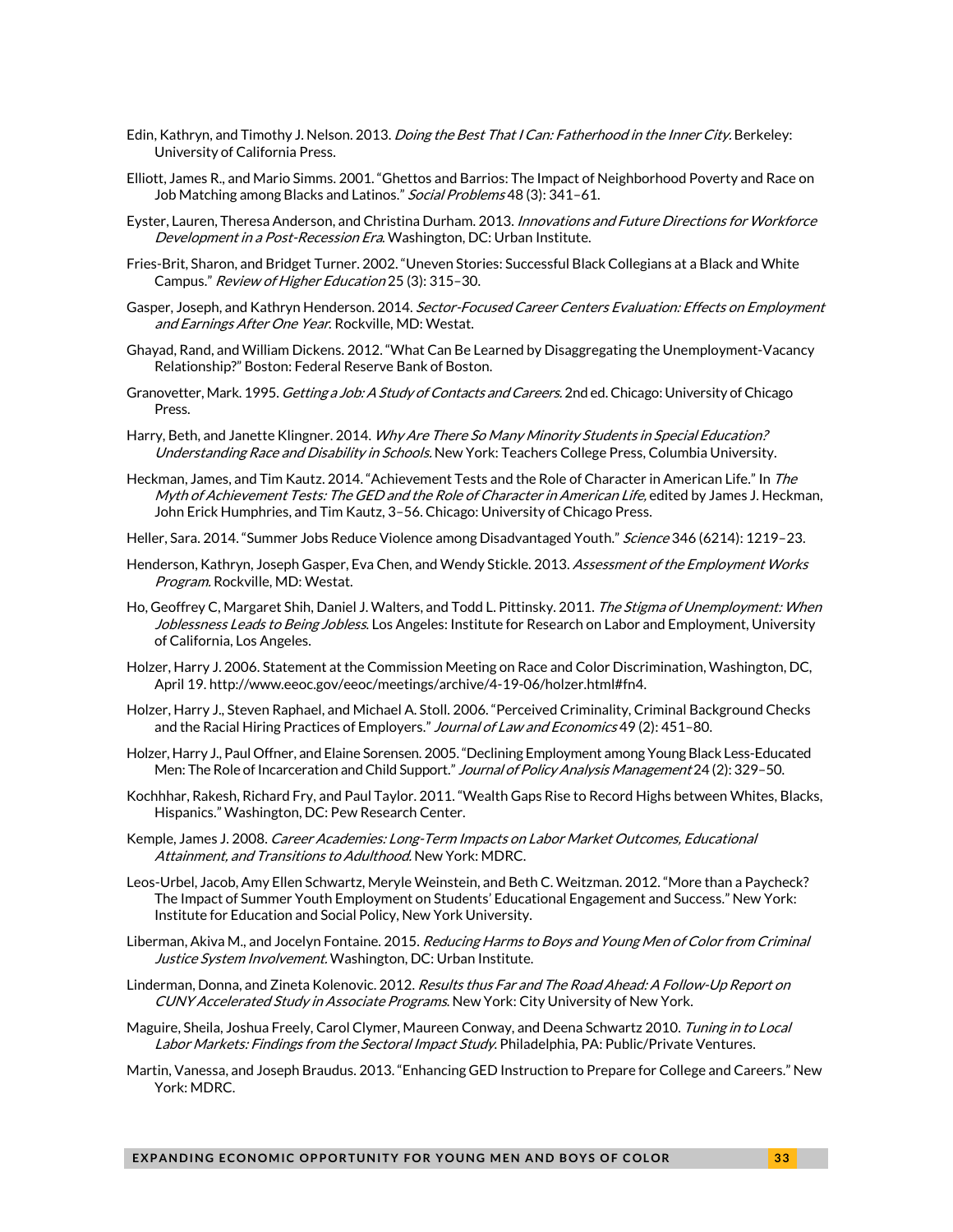Edin, Kathryn, and Timothy J. Nelson. 2013. *Doing the Best That I Can: Fatherhood in the Inner City.* Berkeley: University of California Press.

Elliott, James R., and Mario Simms. 2001. "Ghettos and Barrios: The Impact of Neighborhood Poverty and Race on Job Matching among Blacks and Latinos." *Social Problems* 48 (3): 341–61.

Eyster, Lauren, Theresa Anderson, and Christina Durham. 2013. *Innovations and Future Directions for Workforce Development in a Post-Recession Era*. Washington, DC: Urban Institute.

Fries-Brit, Sharon, and Bridget Turner. 2002. "Uneven Stories: Successful Black Collegians at a Black and White Campus." *Review of Higher Education* 25 (3): 315–30.

Gasper, Joseph, and Kathryn Henderson. 2014. *Sector-Focused Career Centers Evaluation: Effects on Employment and Earnings After One Year*. Rockville, MD: Westat.

Ghayad, Rand, and William Dickens. 2012. "What Can Be Learned by Disaggregating the Unemployment-Vacancy Relationship?" Boston: Federal Reserve Bank of Boston.

Granovetter, Mark. 1995. *Getting a Job: A Study of Contacts and Careers.* 2nd ed. Chicago: University of Chicago Press.

Harry, Beth, and Janette Klingner. 2014. *Why Are There So Many Minority Students in Special Education? Understanding Race and Disability in Schools.* New York: Teachers College Press, Columbia University.

Heckman, James, and Tim Kautz. 2014. "Achievement Tests and the Role of Character in American Life." In *The Myth of Achievement Tests: The GED and the Role of Character in American Life,* edited by James J. Heckman, John Erick Humphries, and Tim Kautz, 3–56. Chicago: University of Chicago Press.

Heller, Sara. 2014. "Summer Jobs Reduce Violence among Disadvantaged Youth." *Science* 346 (6214): 1219–23.

Henderson, Kathryn, Joseph Gasper, Eva Chen, and Wendy Stickle. 2013. *Assessment of the Employment Works Program.* Rockville, MD: Westat.

Ho, Geoffrey C, Margaret Shih, Daniel J. Walters, and Todd L. Pittinsky. 2011. *The Stigma of Unemployment: When Joblessness Leads to Being Jobless.* Los Angeles: Institute for Research on Labor and Employment, University of California, Los Angeles.

Holzer, Harry J. 2006. Statement at the Commission Meeting on Race and Color Discrimination, Washington, DC, April 19. http://www.eeoc.gov/eeoc/meetings/archive/4-19-06/holzer.html#fn4.

Holzer, Harry J., Steven Raphael, and Michael A. Stoll. 2006. "Perceived Criminality, Criminal Background Checks and the Racial Hiring Practices of Employers." *Journal of Law and Economics* 49 (2): 451–80.

Holzer, Harry J., Paul Offner, and Elaine Sorensen. 2005. "Declining Employment among Young Black Less-Educated Men: The Role of Incarceration and Child Support." *Journal of Policy Analysis Management* 24 (2): 329–50.

Kochhhar, Rakesh, Richard Fry, and Paul Taylor. 2011. "Wealth Gaps Rise to Record Highs between Whites, Blacks, Hispanics." Washington, DC: Pew Research Center.

Kemple, James J. 2008. *Career Academies: Long-Term Impacts on Labor Market Outcomes, Educational Attainment, and Transitions to Adulthood.* New York: MDRC.

Leos-Urbel, Jacob, Amy Ellen Schwartz, Meryle Weinstein, and Beth C. Weitzman. 2012. "More than a Paycheck? The Impact of Summer Youth Employment on Students' Educational Engagement and Success." New York: Institute for Education and Social Policy, New York University.

Liberman, Akiva M., and Jocelyn Fontaine. 2015. *Reducing Harms to Boys and Young Men of Color from Criminal Justice System Involvement.* Washington, DC: Urban Institute.

Linderman, Donna, and Zineta Kolenovic. 2012. *Results thus Far and The Road Ahead: A Follow-Up Report on CUNY Accelerated Study in Associate Programs.* New York: City University of New York.

Maguire, Sheila, Joshua Freely, Carol Clymer, Maureen Conway, and Deena Schwartz 2010. *Tuning in to Local Labor Markets: Findings from the Sectoral Impact Study.* Philadelphia, PA: Public/Private Ventures.

Martin, Vanessa, and Joseph Braudus. 2013. "Enhancing GED Instruction to Prepare for College and Careers." New York: MDRC.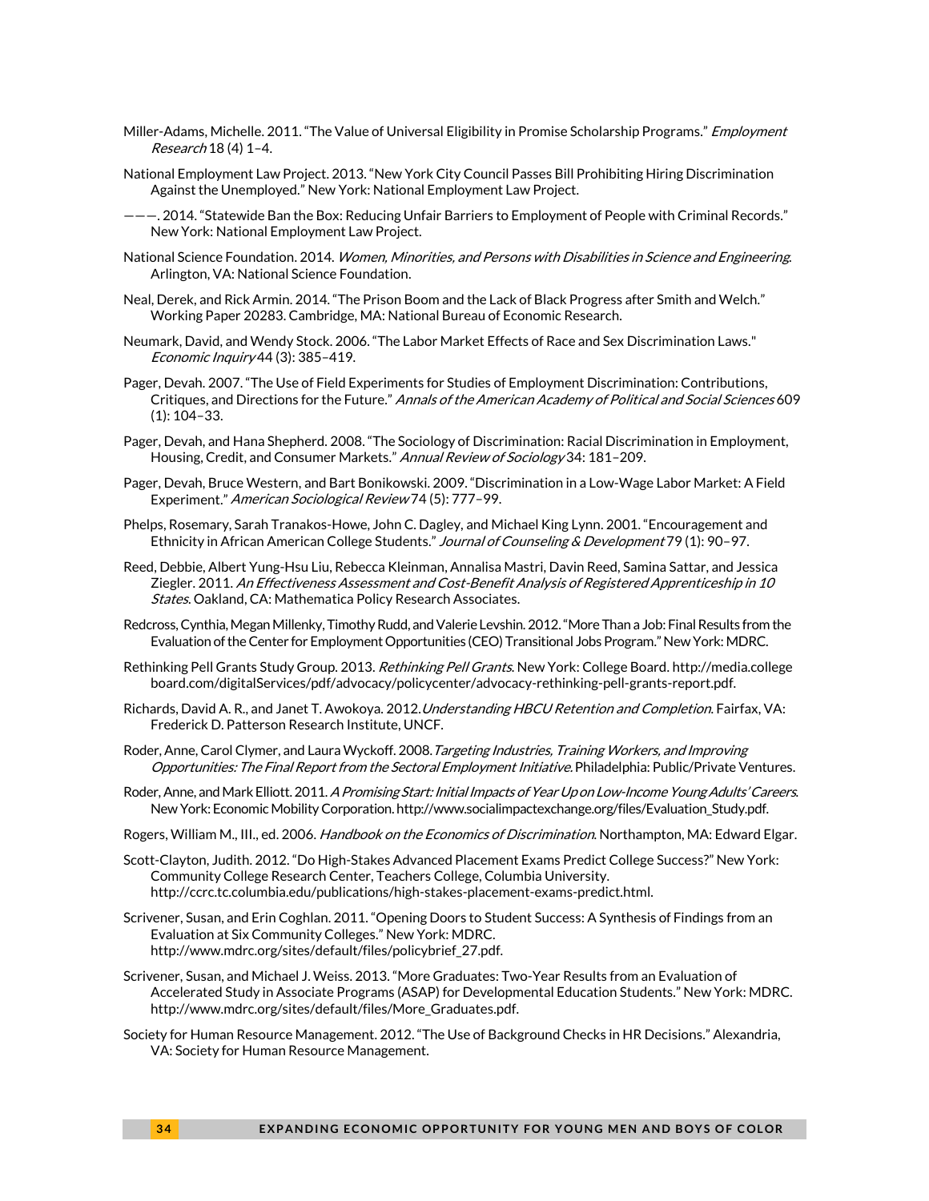Miller-Adams, Michelle. 2011. "The Value of Universal Eligibility in Promise Scholarship Programs." *Employment Research* 18 (4) 1–4.

National Employment Law Project. 2013. "New York City Council Passes Bill Prohibiting Hiring Discrimination Against the Unemployed." New York: National Employment Law Project.

———. 2014. "Statewide Ban the Box: Reducing Unfair Barriers to Employment of People with Criminal Records." New York: National Employment Law Project.

National Science Foundation. 2014. *Women, Minorities, and Persons with Disabilities in Science and Engineering*. Arlington, VA: National Science Foundation.

Neal, Derek, and Rick Armin. 2014. "The Prison Boom and the Lack of Black Progress after Smith and Welch." Working Paper 20283. Cambridge, MA: National Bureau of Economic Research.

Neumark, David, and Wendy Stock. 2006. "The Labor Market Effects of Race and Sex Discrimination Laws." *Economic Inquiry* 44 (3): 385–419.

Pager, Devah. 2007. "The Use of Field Experiments for Studies of Employment Discrimination: Contributions, Critiques, and Directions for the Future." *Annals of the American Academy of Political and Social Sciences* 609 (1): 104–33.

Pager, Devah, and Hana Shepherd. 2008. "The Sociology of Discrimination: Racial Discrimination in Employment, Housing, Credit, and Consumer Markets." *Annual Review of Sociology* 34: 181–209.

Pager, Devah, Bruce Western, and Bart Bonikowski. 2009. "Discrimination in a Low-Wage Labor Market: A Field Experiment." *American Sociological Review* 74 (5): 777–99.

Phelps, Rosemary, Sarah Tranakos-Howe, John C. Dagley, and Michael King Lynn. 2001. "Encouragement and Ethnicity in African American College Students." *Journal of Counseling & Development* 79 (1): 90–97.

Reed, Debbie, Albert Yung-Hsu Liu, Rebecca Kleinman, Annalisa Mastri, Davin Reed, Samina Sattar, and Jessica Ziegler. 2011. *An Effectiveness Assessment and Cost-Benefit Analysis of Registered Apprenticeship in 10 States*. Oakland, CA: Mathematica Policy Research Associates.

Redcross, Cynthia, Megan Millenky, Timothy Rudd, and Valerie Levshin. 2012. "More Than a Job: Final Results from the Evaluation of the Center for Employment Opportunities (CEO) Transitional Jobs Program." New York: MDRC.

Rethinking Pell Grants Study Group. 2013. *Rethinking Pell Grants*. New York: College Board. http://media.collegeboard.com/digitalServices/pdf/advocacy/policycenter/advocacy-rethinking-pell-grants-report.pdf.

Richards, David A. R., and Janet T. Awokoya. 2012. *Understanding HBCU Retention and Completion*. Fairfax, VA: Frederick D. Patterson Research Institute, UNCF.

Roder, Anne, Carol Clymer, and Laura Wyckoff. 2008. *Targeting Industries, Training Workers, and Improving Opportunities: The Final Report from the Sectoral Employment Initiative*. Philadelphia: Public/Private Ventures.

Roder, Anne, and Mark Elliott. 2011. *A Promising Start: Initial Impacts of Year Up on Low-Income Young Adults' Careers*. New York: Economic Mobility Corporation. http://www.socialimpactexchange.org/files/Evaluation_Study.pdf.

Rogers, William M., III., ed. 2006. *Handbook on the Economics of Discrimination*. Northampton, MA: Edward Elgar.

Scott-Clayton, Judith. 2012. "Do High-Stakes Advanced Placement Exams Predict College Success?" New York: Community College Research Center, Teachers College, Columbia University. http://ccrc.tc.columbia.edu/publications/high-stakes-placement-exams-predict.html.

Scrivener, Susan, and Erin Coghlan. 2011. "Opening Doors to Student Success: A Synthesis of Findings from an Evaluation at Six Community Colleges." New York: MDRC. http://www.mdrc.org/sites/default/files/policybrief_27.pdf.

Scrivener, Susan, and Michael J. Weiss. 2013. "More Graduates: Two-Year Results from an Evaluation of Accelerated Study in Associate Programs (ASAP) for Developmental Education Students." New York: MDRC. http://www.mdrc.org/sites/default/files/More_Graduates.pdf.

Society for Human Resource Management. 2012. "The Use of Background Checks in HR Decisions." Alexandria, VA: Society for Human Resource Management.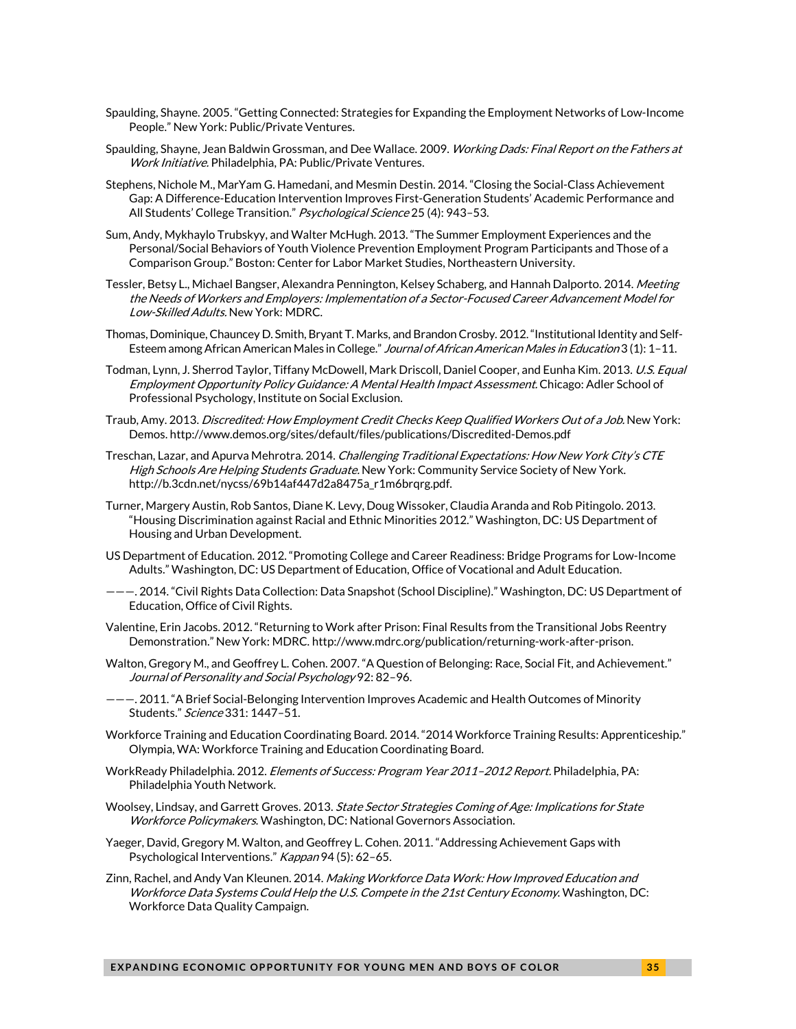Spaulding, Shayne. 2005. "Getting Connected: Strategies for Expanding the Employment Networks of Low-Income People." New York: Public/Private Ventures.

Spaulding, Shayne, Jean Baldwin Grossman, and Dee Wallace. 2009. *Working Dads: Final Report on the Fathers at Work Initiative.* Philadelphia, PA: Public/Private Ventures.

Stephens, Nichole M., MarYam G. Hamedani, and Mesmin Destin. 2014. "Closing the Social-Class Achievement Gap: A Difference-Education Intervention Improves First-Generation Students' Academic Performance and All Students' College Transition." *Psychological Science* 25 (4): 943–53.

Sum, Andy, Mykhaylo Trubskyy, and Walter McHugh. 2013. "The Summer Employment Experiences and the Personal/Social Behaviors of Youth Violence Prevention Employment Program Participants and Those of a Comparison Group." Boston: Center for Labor Market Studies, Northeastern University.

Tessler, Betsy L., Michael Bangser, Alexandra Pennington, Kelsey Schaberg, and Hannah Dalporto. 2014. *Meeting the Needs of Workers and Employers: Implementation of a Sector-Focused Career Advancement Model for Low-Skilled Adults.* New York: MDRC.

Thomas, Dominique, Chauncey D. Smith, Bryant T. Marks, and Brandon Crosby. 2012. "Institutional Identity and Self-Esteem among African American Males in College." *Journal of African American Males in Education* 3 (1): 1–11.

Todman, Lynn, J. Sherrod Taylor, Tiffany McDowell, Mark Driscoll, Daniel Cooper, and Eunha Kim. 2013. *U.S. Equal Employment Opportunity Policy Guidance: A Mental Health Impact Assessment.* Chicago: Adler School of Professional Psychology, Institute on Social Exclusion.

Traub, Amy. 2013. *Discredited: How Employment Credit Checks Keep Qualified Workers Out of a Job.* New York: Demos. http://www.demos.org/sites/default/files/publications/Discredited-Demos.pdf

Treschan, Lazar, and Apurva Mehrotra. 2014. *Challenging Traditional Expectations: How New York City's CTE High Schools Are Helping Students Graduate.* New York: Community Service Society of New York. http://b.3cdn.net/nycss/69b14af447d2a8475a_r1m6brqrg.pdf.

Turner, Margery Austin, Rob Santos, Diane K. Levy, Doug Wissoker, Claudia Aranda and Rob Pitingolo. 2013. "Housing Discrimination against Racial and Ethnic Minorities 2012." Washington, DC: US Department of Housing and Urban Development.

US Department of Education. 2012. "Promoting College and Career Readiness: Bridge Programs for Low-Income Adults." Washington, DC: US Department of Education, Office of Vocational and Adult Education.

———. 2014. "Civil Rights Data Collection: Data Snapshot (School Discipline)." Washington, DC: US Department of Education, Office of Civil Rights.

Valentine, Erin Jacobs. 2012. "Returning to Work after Prison: Final Results from the Transitional Jobs Reentry Demonstration." New York: MDRC. http://www.mdrc.org/publication/returning-work-after-prison.

Walton, Gregory M., and Geoffrey L. Cohen. 2007. "A Question of Belonging: Race, Social Fit, and Achievement." *Journal of Personality and Social Psychology* 92: 82–96.

———. 2011. "A Brief Social-Belonging Intervention Improves Academic and Health Outcomes of Minority Students." *Science* 331: 1447–51.

Workforce Training and Education Coordinating Board. 2014. "2014 Workforce Training Results: Apprenticeship." Olympia, WA: Workforce Training and Education Coordinating Board.

WorkReady Philadelphia. 2012. *Elements of Success: Program Year 2011–2012 Report.* Philadelphia, PA: Philadelphia Youth Network.

Woolsey, Lindsay, and Garrett Groves. 2013. *State Sector Strategies Coming of Age: Implications for State Workforce Policymakers.* Washington, DC: National Governors Association.

Yaeger, David, Gregory M. Walton, and Geoffrey L. Cohen. 2011. "Addressing Achievement Gaps with Psychological Interventions." *Kappan* 94 (5): 62–65.

Zinn, Rachel, and Andy Van Kleunen. 2014. *Making Workforce Data Work: How Improved Education and Workforce Data Systems Could Help the U.S. Compete in the 21st Century Economy.* Washington, DC: Workforce Data Quality Campaign.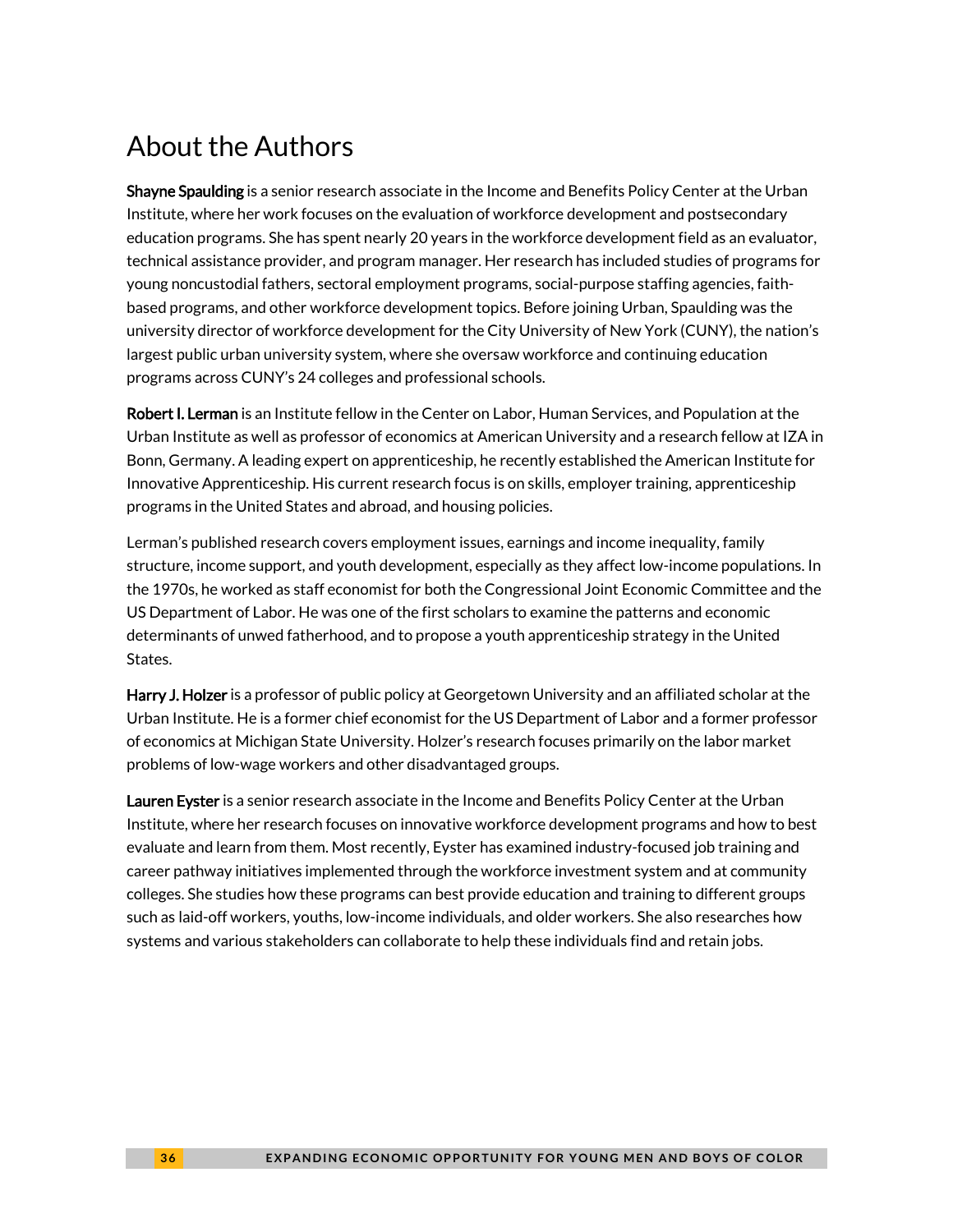# About the Authors

**Shayne Spaulding** is a senior research associate in the Income and Benefits Policy Center at the Urban Institute, where her work focuses on the evaluation of workforce development and postsecondary education programs. She has spent nearly 20 years in the workforce development field as an evaluator, technical assistance provider, and program manager. Her research has included studies of programs for young noncustodial fathers, sectoral employment programs, social-purpose staffing agencies, faith-based programs, and other workforce development topics. Before joining Urban, Spaulding was the university director of workforce development for the City University of New York (CUNY), the nation's largest public urban university system, where she oversaw workforce and continuing education programs across CUNY's 24 colleges and professional schools.

**Robert I. Lerman** is an Institute fellow in the Center on Labor, Human Services, and Population at the Urban Institute as well as professor of economics at American University and a research fellow at IZA in Bonn, Germany. A leading expert on apprenticeship, he recently established the American Institute for Innovative Apprenticeship. His current research focus is on skills, employer training, apprenticeship programs in the United States and abroad, and housing policies.

Lerman's published research covers employment issues, earnings and income inequality, family structure, income support, and youth development, especially as they affect low-income populations. In the 1970s, he worked as staff economist for both the Congressional Joint Economic Committee and the US Department of Labor. He was one of the first scholars to examine the patterns and economic determinants of unwed fatherhood, and to propose a youth apprenticeship strategy in the United States.

**Harry J. Holzer** is a professor of public policy at Georgetown University and an affiliated scholar at the Urban Institute. He is a former chief economist for the US Department of Labor and a former professor of economics at Michigan State University. Holzer's research focuses primarily on the labor market problems of low-wage workers and other disadvantaged groups.

**Lauren Eyster** is a senior research associate in the Income and Benefits Policy Center at the Urban Institute, where her research focuses on innovative workforce development programs and how to best evaluate and learn from them. Most recently, Eyster has examined industry-focused job training and career pathway initiatives implemented through the workforce investment system and at community colleges. She studies how these programs can best provide education and training to different groups such as laid-off workers, youths, low-income individuals, and older workers. She also researches how systems and various stakeholders can collaborate to help these individuals find and retain jobs.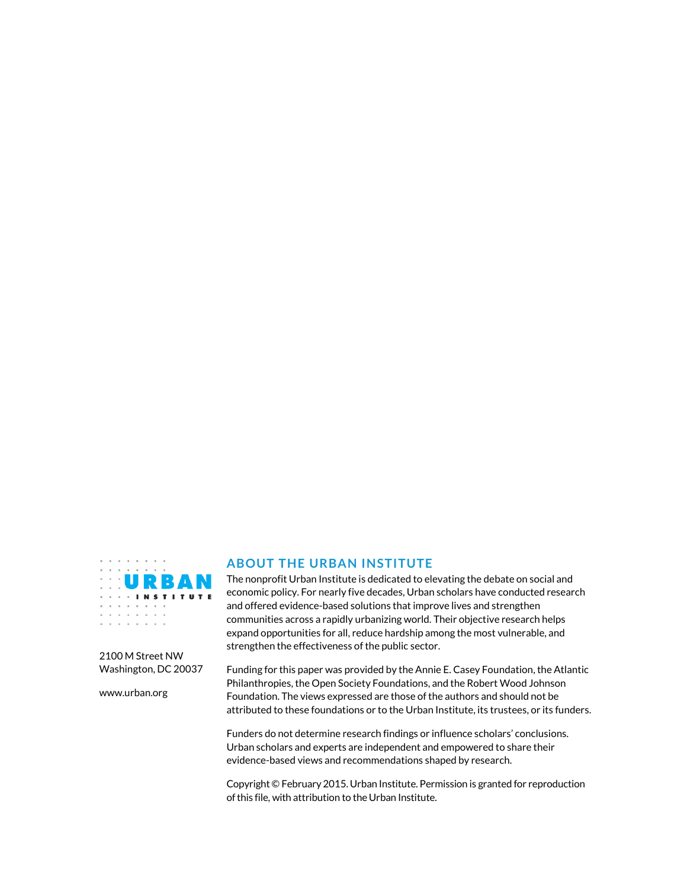URBAN INSTITUTE

2100 M Street NW
Washington, DC 20037

www.urban.org

## ABOUT THE URBAN INSTITUTE

The nonprofit Urban Institute is dedicated to elevating the debate on social and economic policy. For nearly five decades, Urban scholars have conducted research and offered evidence-based solutions that improve lives and strengthen communities across a rapidly urbanizing world. Their objective research helps expand opportunities for all, reduce hardship among the most vulnerable, and strengthen the effectiveness of the public sector.

Funding for this paper was provided by the Annie E. Casey Foundation, the Atlantic Philanthropies, the Open Society Foundations, and the Robert Wood Johnson Foundation. The views expressed are those of the authors and should not be attributed to these foundations or to the Urban Institute, its trustees, or its funders.

Funders do not determine research findings or influence scholars' conclusions. Urban scholars and experts are independent and empowered to share their evidence-based views and recommendations shaped by research.

Copyright © February 2015. Urban Institute. Permission is granted for reproduction of this file, with attribution to the Urban Institute.